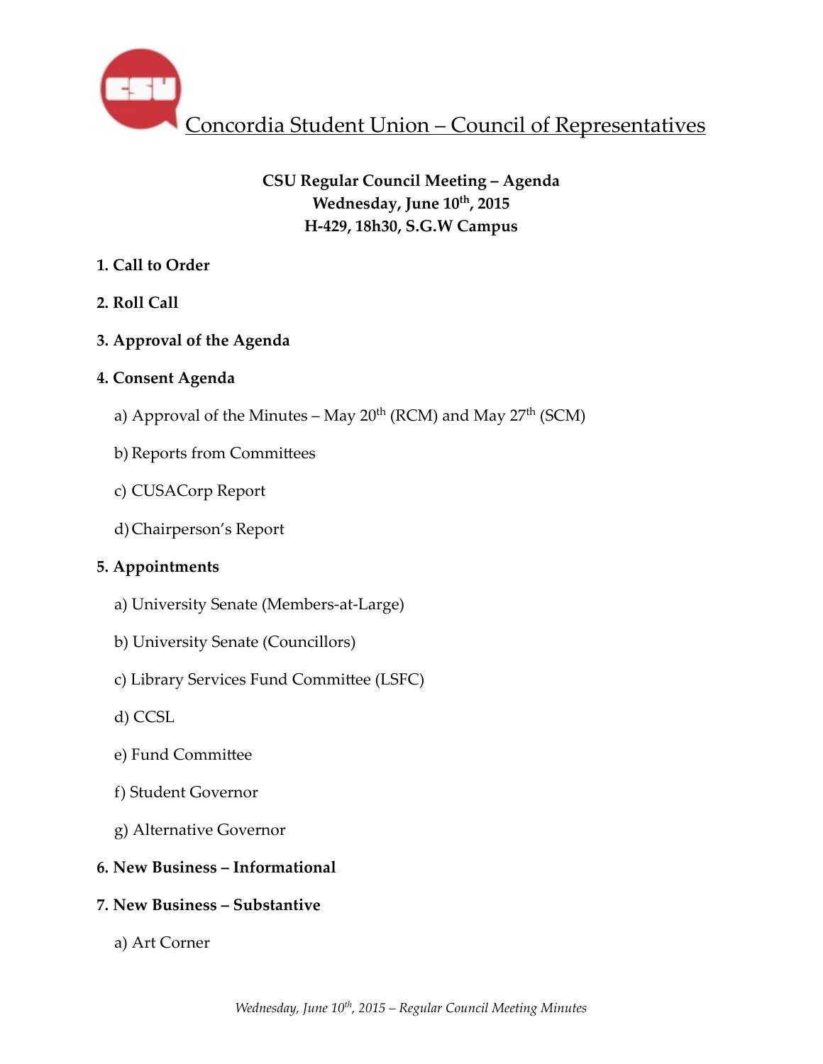# Concordia Student Union – Council of Representatives

**CSU Regular Council Meeting – Agenda**
**Wednesday, June 10th, 2015**
**H-429, 18h30, S.G.W Campus**

**1. Call to Order**

**2. Roll Call**

**3. Approval of the Agenda**

**4. Consent Agenda**

a) Approval of the Minutes – May 20th (RCM) and May 27th (SCM)

b) Reports from Committees

c) CUSACorp Report

d) Chairperson's Report

**5. Appointments**

a) University Senate (Members-at-Large)

b) University Senate (Councillors)

c) Library Services Fund Committee (LSFC)

d) CCSL

e) Fund Committee

f) Student Governor

g) Alternative Governor

**6. New Business – Informational**

**7. New Business – Substantive**

a) Art Corner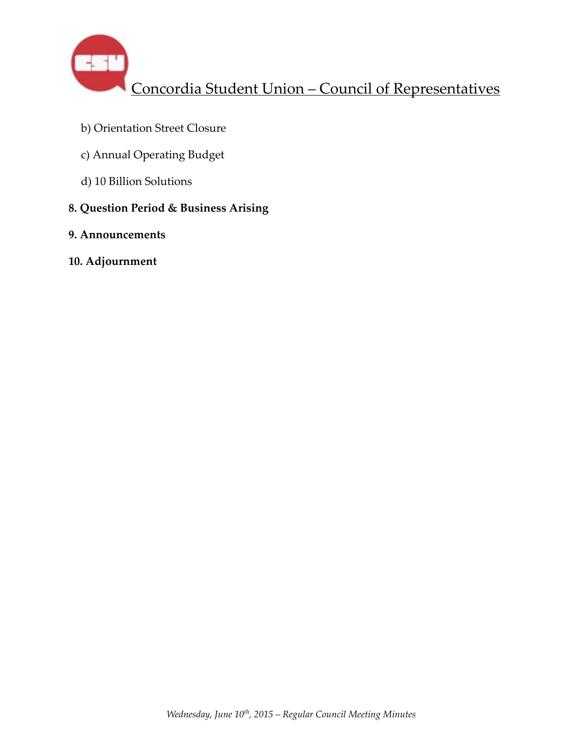b) Orientation Street Closure

c) Annual Operating Budget

d) 10 Billion Solutions

**8. Question Period & Business Arising**

**9. Announcements**

**10. Adjournment**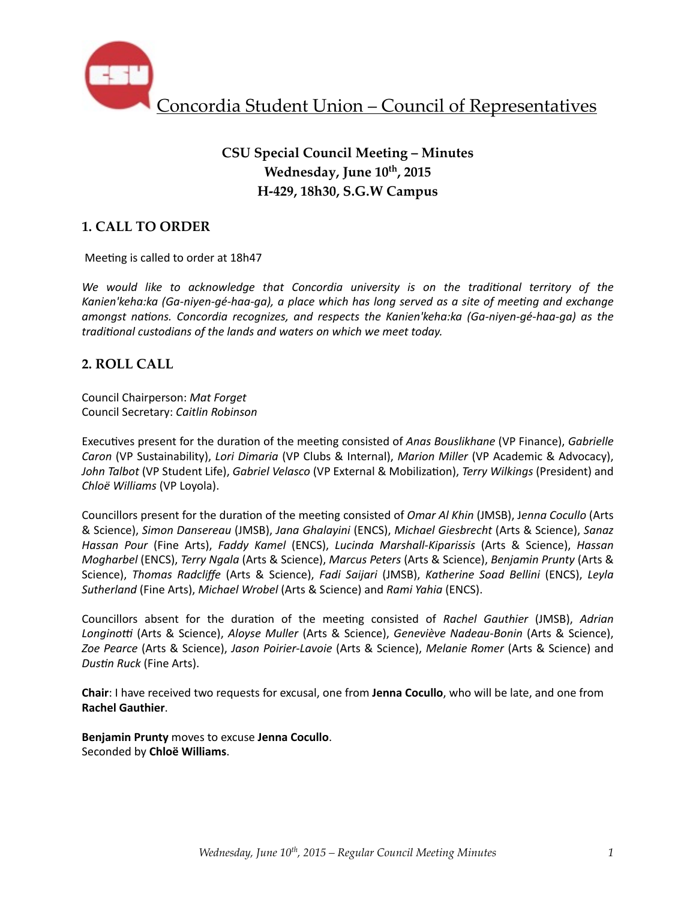Concordia Student Union – Council of Representatives

## CSU Special Council Meeting – Minutes
## Wednesday, June 10th, 2015
## H-429, 18h30, S.G.W Campus

### 1. CALL TO ORDER

Meeting is called to order at 18h47

*We would like to acknowledge that Concordia university is on the traditional territory of the Kanien'keha:ka (Ga-niyen-gé-haa-ga), a place which has long served as a site of meeting and exchange amongst nations. Concordia recognizes, and respects the Kanien'keha:ka (Ga-niyen-gé-haa-ga) as the traditional custodians of the lands and waters on which we meet today.*

### 2. ROLL CALL

Council Chairperson: *Mat Forget*
Council Secretary: *Caitlin Robinson*

Executives present for the duration of the meeting consisted of *Anas Bouslikhane* (VP Finance), *Gabrielle Caron* (VP Sustainability), *Lori Dimaria* (VP Clubs & Internal), *Marion Miller* (VP Academic & Advocacy), *John Talbot* (VP Student Life), *Gabriel Velasco* (VP External & Mobilization), *Terry Wilkings* (President) and *Chloë Williams* (VP Loyola).

Councillors present for the duration of the meeting consisted of *Omar Al Khin* (JMSB), *Jenna Cocullo* (Arts & Science), *Simon Dansereau* (JMSB), *Jana Ghalayini* (ENCS), *Michael Giesbrecht* (Arts & Science), *Sanaz Hassan Pour* (Fine Arts), *Faddy Kamel* (ENCS), *Lucinda Marshall-Kiparissis* (Arts & Science), *Hassan Mogharbel* (ENCS), *Terry Ngala* (Arts & Science), *Marcus Peters* (Arts & Science), *Benjamin Prunty* (Arts & Science), *Thomas Radcliffe* (Arts & Science), *Fadi Saijari* (JMSB), *Katherine Soad Bellini* (ENCS), *Leyla Sutherland* (Fine Arts), *Michael Wrobel* (Arts & Science) and *Rami Yahia* (ENCS).

Councillors absent for the duration of the meeting consisted of *Rachel Gauthier* (JMSB), *Adrian Longinotti* (Arts & Science), *Aloyse Muller* (Arts & Science), *Geneviève Nadeau-Bonin* (Arts & Science), *Zoe Pearce* (Arts & Science), *Jason Poirier-Lavoie* (Arts & Science), *Melanie Romer* (Arts & Science) and *Dustin Ruck* (Fine Arts).

**Chair**: I have received two requests for excusal, one from **Jenna Cocullo**, who will be late, and one from **Rachel Gauthier**.

**Benjamin Prunty** moves to excuse **Jenna Cocullo**.
Seconded by **Chloë Williams**.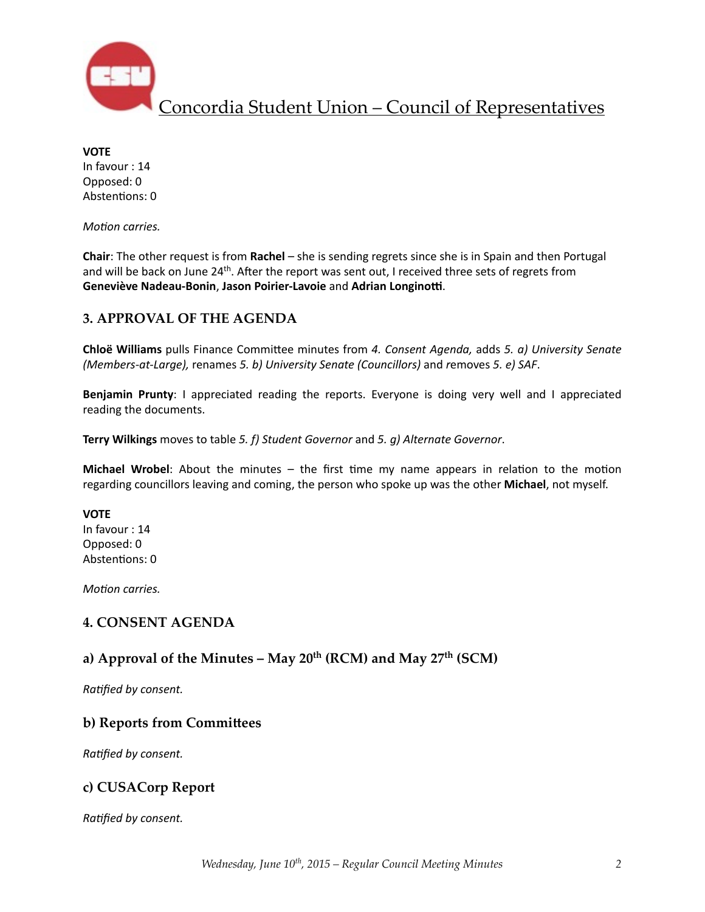**VOTE**
In favour : 14
Opposed: 0
Abstentions: 0

*Motion carries.*

**Chair**: The other request is from **Rachel** – she is sending regrets since she is in Spain and then Portugal and will be back on June 24th. After the report was sent out, I received three sets of regrets from **Geneviève Nadeau-Bonin**, **Jason Poirier-Lavoie** and **Adrian Longinotti**.

## 3. APPROVAL OF THE AGENDA

**Chloë Williams** pulls Finance Committee minutes from *4. Consent Agenda,* adds *5. a) University Senate (Members-at-Large),* renames *5. b) University Senate (Councillors)* and removes *5. e) SAF*.

**Benjamin Prunty**: I appreciated reading the reports. Everyone is doing very well and I appreciated reading the documents.

**Terry Wilkings** moves to table *5. f) Student Governor* and *5. g) Alternate Governor*.

**Michael Wrobel**: About the minutes – the first time my name appears in relation to the motion regarding councillors leaving and coming, the person who spoke up was the other **Michael**, not myself.

**VOTE**
In favour : 14
Opposed: 0
Abstentions: 0

*Motion carries.*

## 4. CONSENT AGENDA

### a) Approval of the Minutes – May 20th (RCM) and May 27th (SCM)

*Ratified by consent.*

### b) Reports from Committees

*Ratified by consent.*

### c) CUSACorp Report

*Ratified by consent.*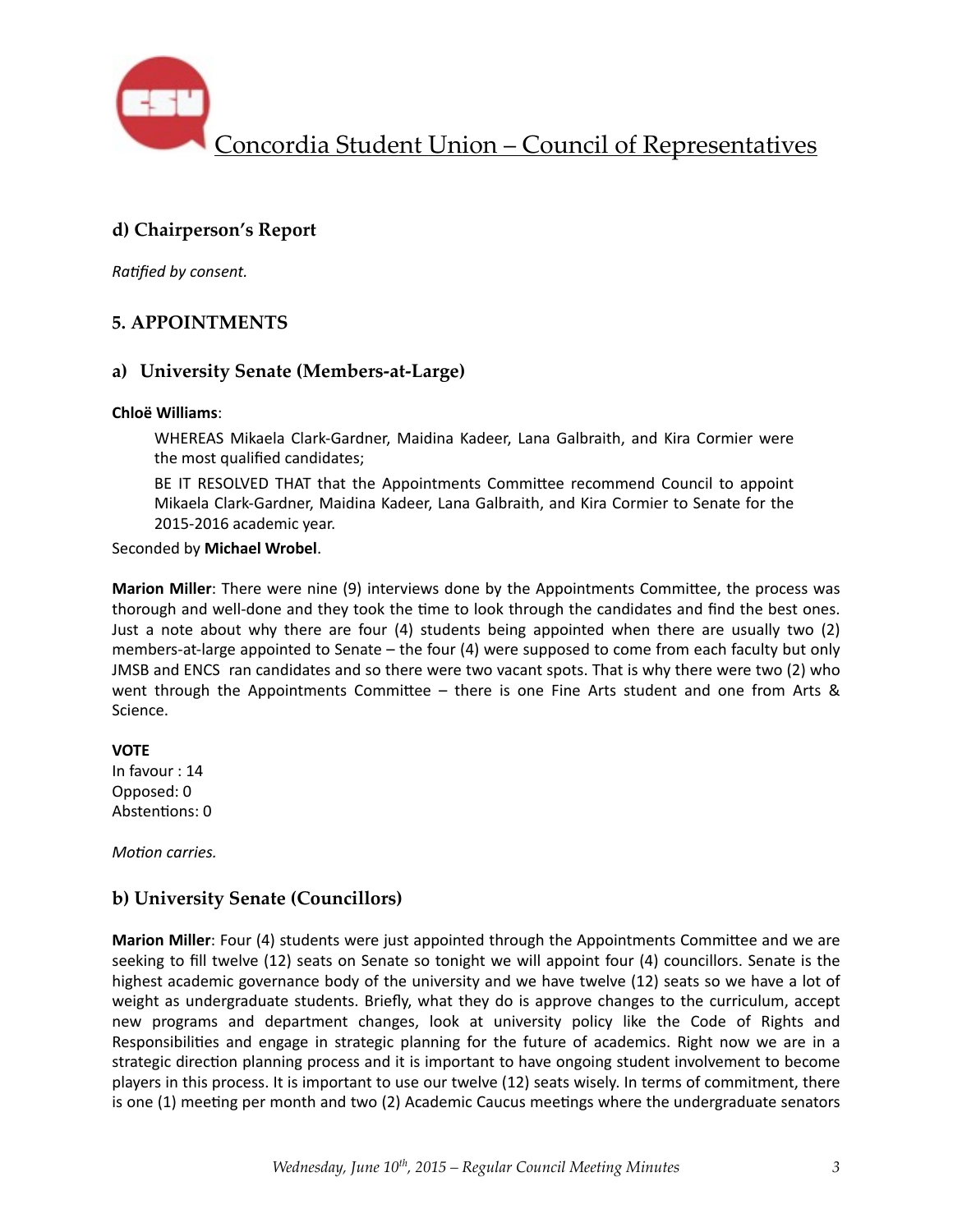## d) Chairperson's Report

*Ratified by consent.*

## 5. APPOINTMENTS

### a) University Senate (Members-at-Large)

**Chloë Williams**:

> WHEREAS Mikaela Clark-Gardner, Maidina Kadeer, Lana Galbraith, and Kira Cormier were the most qualified candidates;
>
> BE IT RESOLVED THAT that the Appointments Committee recommend Council to appoint Mikaela Clark-Gardner, Maidina Kadeer, Lana Galbraith, and Kira Cormier to Senate for the 2015-2016 academic year.

Seconded by **Michael Wrobel**.

**Marion Miller**: There were nine (9) interviews done by the Appointments Committee, the process was thorough and well-done and they took the time to look through the candidates and find the best ones. Just a note about why there are four (4) students being appointed when there are usually two (2) members-at-large appointed to Senate – the four (4) were supposed to come from each faculty but only JMSB and ENCS ran candidates and so there were two vacant spots. That is why there were two (2) who went through the Appointments Committee – there is one Fine Arts student and one from Arts & Science.

**VOTE**
In favour : 14
Opposed: 0
Abstentions: 0

*Motion carries.*

### b) University Senate (Councillors)

**Marion Miller**: Four (4) students were just appointed through the Appointments Committee and we are seeking to fill twelve (12) seats on Senate so tonight we will appoint four (4) councillors. Senate is the highest academic governance body of the university and we have twelve (12) seats so we have a lot of weight as undergraduate students. Briefly, what they do is approve changes to the curriculum, accept new programs and department changes, look at university policy like the Code of Rights and Responsibilities and engage in strategic planning for the future of academics. Right now we are in a strategic direction planning process and it is important to have ongoing student involvement to become players in this process. It is important to use our twelve (12) seats wisely. In terms of commitment, there is one (1) meeting per month and two (2) Academic Caucus meetings where the undergraduate senators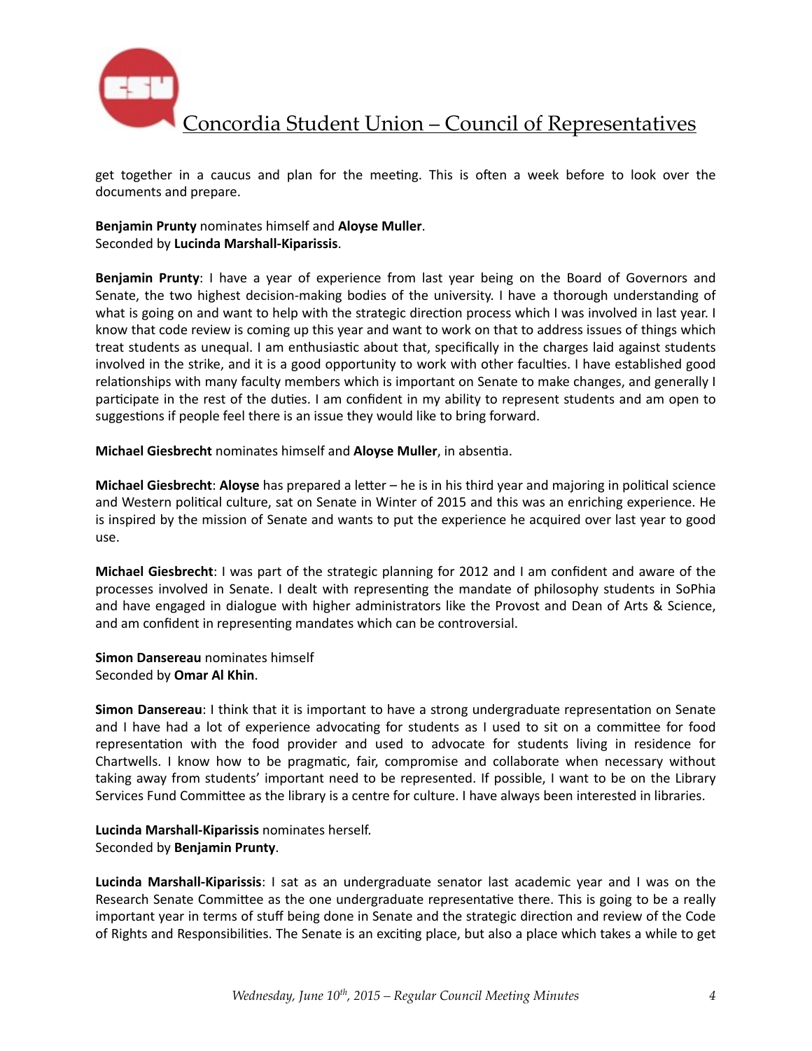get together in a caucus and plan for the meeting. This is often a week before to look over the documents and prepare.

**Benjamin Prunty** nominates himself and **Aloyse Muller**.
Seconded by **Lucinda Marshall-Kiparissis**.

**Benjamin Prunty**: I have a year of experience from last year being on the Board of Governors and Senate, the two highest decision-making bodies of the university. I have a thorough understanding of what is going on and want to help with the strategic direction process which I was involved in last year. I know that code review is coming up this year and want to work on that to address issues of things which treat students as unequal. I am enthusiastic about that, specifically in the charges laid against students involved in the strike, and it is a good opportunity to work with other faculties. I have established good relationships with many faculty members which is important on Senate to make changes, and generally I participate in the rest of the duties. I am confident in my ability to represent students and am open to suggestions if people feel there is an issue they would like to bring forward.

**Michael Giesbrecht** nominates himself and **Aloyse Muller**, in absentia.

**Michael Giesbrecht**: **Aloyse** has prepared a letter – he is in his third year and majoring in political science and Western political culture, sat on Senate in Winter of 2015 and this was an enriching experience. He is inspired by the mission of Senate and wants to put the experience he acquired over last year to good use.

**Michael Giesbrecht**: I was part of the strategic planning for 2012 and I am confident and aware of the processes involved in Senate. I dealt with representing the mandate of philosophy students in SoPhia and have engaged in dialogue with higher administrators like the Provost and Dean of Arts & Science, and am confident in representing mandates which can be controversial.

**Simon Dansereau** nominates himself
Seconded by **Omar Al Khin**.

**Simon Dansereau**: I think that it is important to have a strong undergraduate representation on Senate and I have had a lot of experience advocating for students as I used to sit on a committee for food representation with the food provider and used to advocate for students living in residence for Chartwells. I know how to be pragmatic, fair, compromise and collaborate when necessary without taking away from students' important need to be represented. If possible, I want to be on the Library Services Fund Committee as the library is a centre for culture. I have always been interested in libraries.

**Lucinda Marshall-Kiparissis** nominates herself.
Seconded by **Benjamin Prunty**.

**Lucinda Marshall-Kiparissis**: I sat as an undergraduate senator last academic year and I was on the Research Senate Committee as the one undergraduate representative there. This is going to be a really important year in terms of stuff being done in Senate and the strategic direction and review of the Code of Rights and Responsibilities. The Senate is an exciting place, but also a place which takes a while to get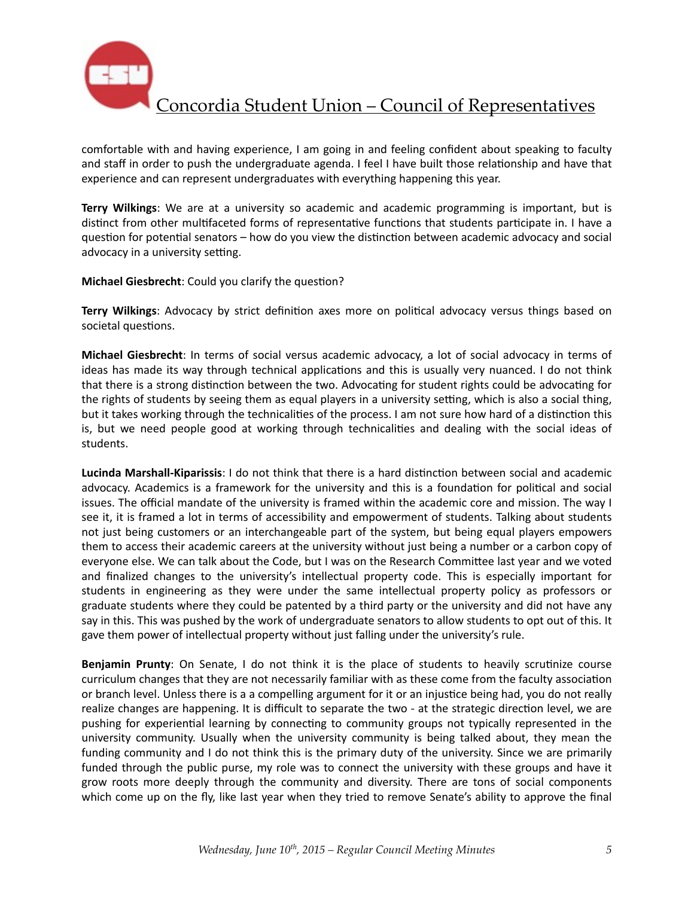comfortable with and having experience, I am going in and feeling confident about speaking to faculty and staff in order to push the undergraduate agenda. I feel I have built those relationship and have that experience and can represent undergraduates with everything happening this year.

**Terry Wilkings**: We are at a university so academic and academic programming is important, but is distinct from other multifaceted forms of representative functions that students participate in. I have a question for potential senators – how do you view the distinction between academic advocacy and social advocacy in a university setting.

**Michael Giesbrecht**: Could you clarify the question?

**Terry Wilkings**: Advocacy by strict definition axes more on political advocacy versus things based on societal questions.

**Michael Giesbrecht**: In terms of social versus academic advocacy, a lot of social advocacy in terms of ideas has made its way through technical applications and this is usually very nuanced. I do not think that there is a strong distinction between the two. Advocating for student rights could be advocating for the rights of students by seeing them as equal players in a university setting, which is also a social thing, but it takes working through the technicalities of the process. I am not sure how hard of a distinction this is, but we need people good at working through technicalities and dealing with the social ideas of students.

**Lucinda Marshall-Kiparissis**: I do not think that there is a hard distinction between social and academic advocacy. Academics is a framework for the university and this is a foundation for political and social issues. The official mandate of the university is framed within the academic core and mission. The way I see it, it is framed a lot in terms of accessibility and empowerment of students. Talking about students not just being customers or an interchangeable part of the system, but being equal players empowers them to access their academic careers at the university without just being a number or a carbon copy of everyone else. We can talk about the Code, but I was on the Research Committee last year and we voted and finalized changes to the university's intellectual property code. This is especially important for students in engineering as they were under the same intellectual property policy as professors or graduate students where they could be patented by a third party or the university and did not have any say in this. This was pushed by the work of undergraduate senators to allow students to opt out of this. It gave them power of intellectual property without just falling under the university's rule.

**Benjamin Prunty**: On Senate, I do not think it is the place of students to heavily scrutinize course curriculum changes that they are not necessarily familiar with as these come from the faculty association or branch level. Unless there is a a compelling argument for it or an injustice being had, you do not really realize changes are happening. It is difficult to separate the two - at the strategic direction level, we are pushing for experiential learning by connecting to community groups not typically represented in the university community. Usually when the university community is being talked about, they mean the funding community and I do not think this is the primary duty of the university. Since we are primarily funded through the public purse, my role was to connect the university with these groups and have it grow roots more deeply through the community and diversity. There are tons of social components which come up on the fly, like last year when they tried to remove Senate's ability to approve the final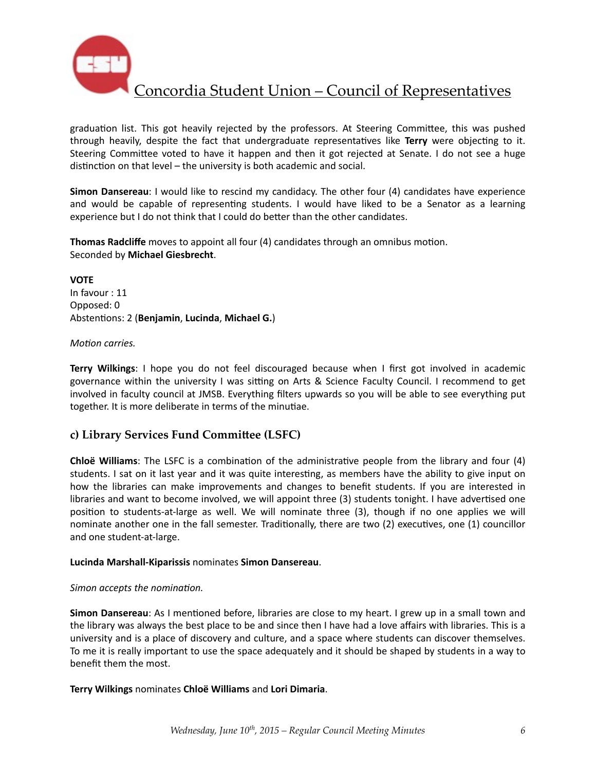graduation list. This got heavily rejected by the professors. At Steering Committee, this was pushed through heavily, despite the fact that undergraduate representatives like **Terry** were objecting to it. Steering Committee voted to have it happen and then it got rejected at Senate. I do not see a huge distinction on that level – the university is both academic and social.

**Simon Dansereau**: I would like to rescind my candidacy. The other four (4) candidates have experience and would be capable of representing students. I would have liked to be a Senator as a learning experience but I do not think that I could do better than the other candidates.

**Thomas Radcliffe** moves to appoint all four (4) candidates through an omnibus motion.
Seconded by **Michael Giesbrecht**.

**VOTE**
In favour : 11
Opposed: 0
Abstentions: 2 (**Benjamin**, **Lucinda**, **Michael G.**)

*Motion carries.*

**Terry Wilkings**: I hope you do not feel discouraged because when I first got involved in academic governance within the university I was sitting on Arts & Science Faculty Council. I recommend to get involved in faculty council at JMSB. Everything filters upwards so you will be able to see everything put together. It is more deliberate in terms of the minutiae.

### c) Library Services Fund Committee (LSFC)

**Chloë Williams**: The LSFC is a combination of the administrative people from the library and four (4) students. I sat on it last year and it was quite interesting, as members have the ability to give input on how the libraries can make improvements and changes to benefit students. If you are interested in libraries and want to become involved, we will appoint three (3) students tonight. I have advertised one position to students-at-large as well. We will nominate three (3), though if no one applies we will nominate another one in the fall semester. Traditionally, there are two (2) executives, one (1) councillor and one student-at-large.

**Lucinda Marshall-Kiparissis** nominates **Simon Dansereau**.

*Simon accepts the nomination.*

**Simon Dansereau**: As I mentioned before, libraries are close to my heart. I grew up in a small town and the library was always the best place to be and since then I have had a love affairs with libraries. This is a university and is a place of discovery and culture, and a space where students can discover themselves. To me it is really important to use the space adequately and it should be shaped by students in a way to benefit them the most.

**Terry Wilkings** nominates **Chloë Williams** and **Lori Dimaria**.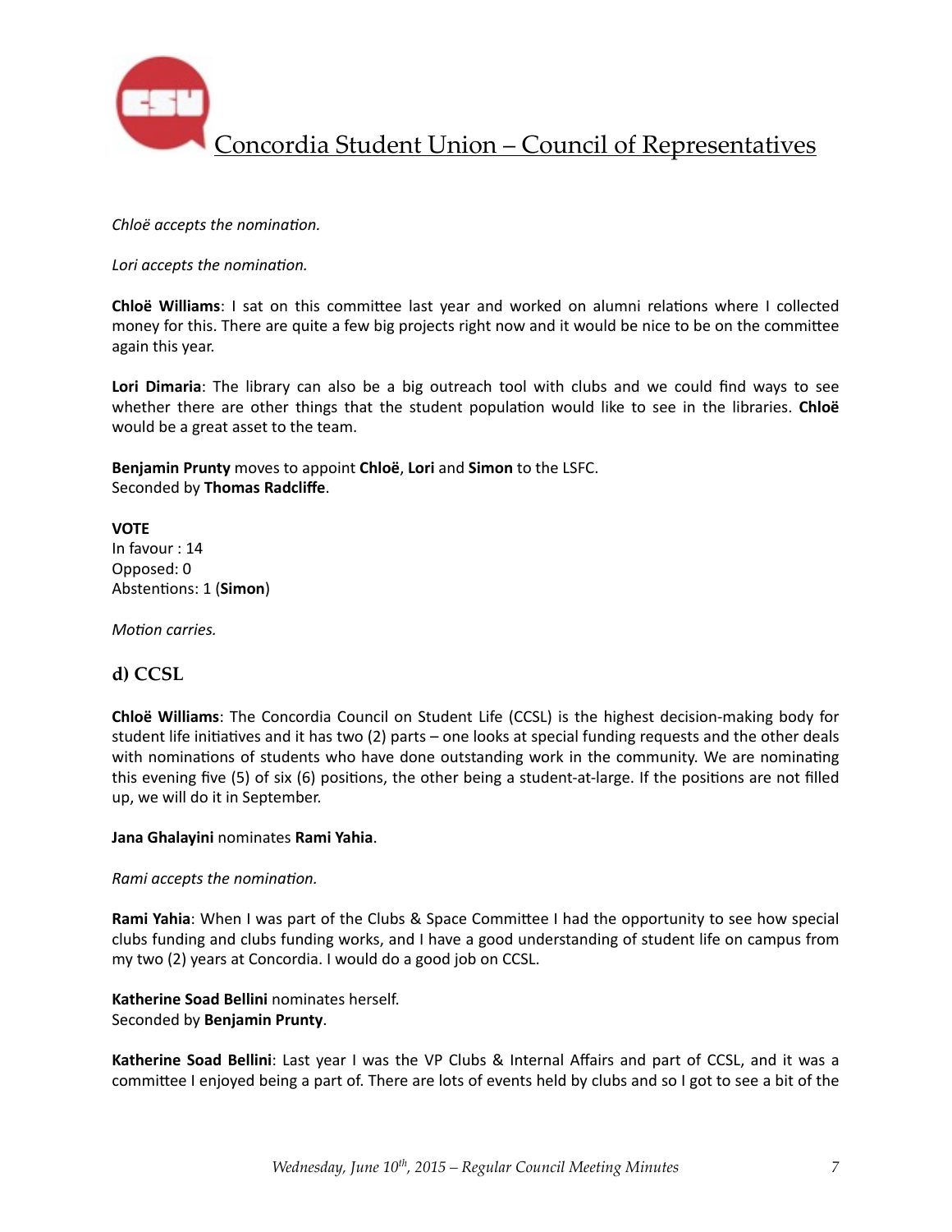*Chloë accepts the nomination.*

*Lori accepts the nomination.*

**Chloë Williams**: I sat on this committee last year and worked on alumni relations where I collected money for this. There are quite a few big projects right now and it would be nice to be on the committee again this year.

**Lori Dimaria**: The library can also be a big outreach tool with clubs and we could find ways to see whether there are other things that the student population would like to see in the libraries. **Chloë** would be a great asset to the team.

**Benjamin Prunty** moves to appoint **Chloë**, **Lori** and **Simon** to the LSFC.
Seconded by **Thomas Radcliffe**.

**VOTE**
In favour : 14
Opposed: 0
Abstentions: 1 (**Simon**)

*Motion carries.*

## d) CCSL

**Chloë Williams**: The Concordia Council on Student Life (CCSL) is the highest decision-making body for student life initiatives and it has two (2) parts – one looks at special funding requests and the other deals with nominations of students who have done outstanding work in the community. We are nominating this evening five (5) of six (6) positions, the other being a student-at-large. If the positions are not filled up, we will do it in September.

**Jana Ghalayini** nominates **Rami Yahia**.

*Rami accepts the nomination.*

**Rami Yahia**: When I was part of the Clubs & Space Committee I had the opportunity to see how special clubs funding and clubs funding works, and I have a good understanding of student life on campus from my two (2) years at Concordia. I would do a good job on CCSL.

**Katherine Soad Bellini** nominates herself.
Seconded by **Benjamin Prunty**.

**Katherine Soad Bellini**: Last year I was the VP Clubs & Internal Affairs and part of CCSL, and it was a committee I enjoyed being a part of. There are lots of events held by clubs and so I got to see a bit of the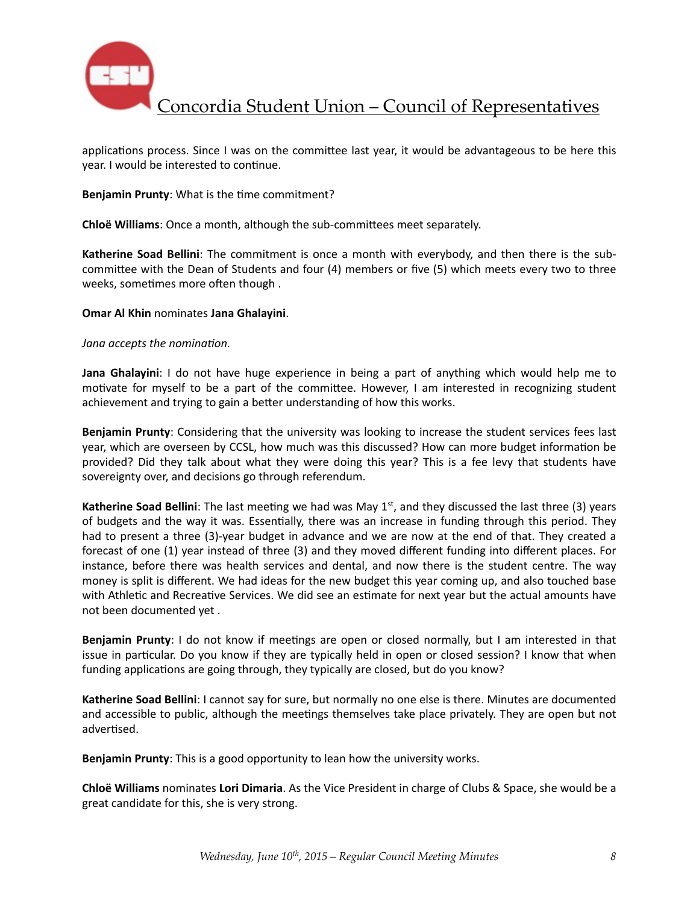applications process. Since I was on the committee last year, it would be advantageous to be here this year. I would be interested to continue.

**Benjamin Prunty**: What is the time commitment?

**Chloë Williams**: Once a month, although the sub-committees meet separately.

**Katherine Soad Bellini**: The commitment is once a month with everybody, and then there is the sub-committee with the Dean of Students and four (4) members or five (5) which meets every two to three weeks, sometimes more often though .

**Omar Al Khin** nominates **Jana Ghalayini**.

*Jana accepts the nomination.*

**Jana Ghalayini**: I do not have huge experience in being a part of anything which would help me to motivate for myself to be a part of the committee. However, I am interested in recognizing student achievement and trying to gain a better understanding of how this works.

**Benjamin Prunty**: Considering that the university was looking to increase the student services fees last year, which are overseen by CCSL, how much was this discussed? How can more budget information be provided? Did they talk about what they were doing this year? This is a fee levy that students have sovereignty over, and decisions go through referendum.

**Katherine Soad Bellini**: The last meeting we had was May 1st, and they discussed the last three (3) years of budgets and the way it was. Essentially, there was an increase in funding through this period. They had to present a three (3)-year budget in advance and we are now at the end of that. They created a forecast of one (1) year instead of three (3) and they moved different funding into different places. For instance, before there was health services and dental, and now there is the student centre. The way money is split is different. We had ideas for the new budget this year coming up, and also touched base with Athletic and Recreative Services. We did see an estimate for next year but the actual amounts have not been documented yet .

**Benjamin Prunty**: I do not know if meetings are open or closed normally, but I am interested in that issue in particular. Do you know if they are typically held in open or closed session? I know that when funding applications are going through, they typically are closed, but do you know?

**Katherine Soad Bellini**: I cannot say for sure, but normally no one else is there. Minutes are documented and accessible to public, although the meetings themselves take place privately. They are open but not advertised.

**Benjamin Prunty**: This is a good opportunity to lean how the university works.

**Chloë Williams** nominates **Lori Dimaria**. As the Vice President in charge of Clubs & Space, she would be a great candidate for this, she is very strong.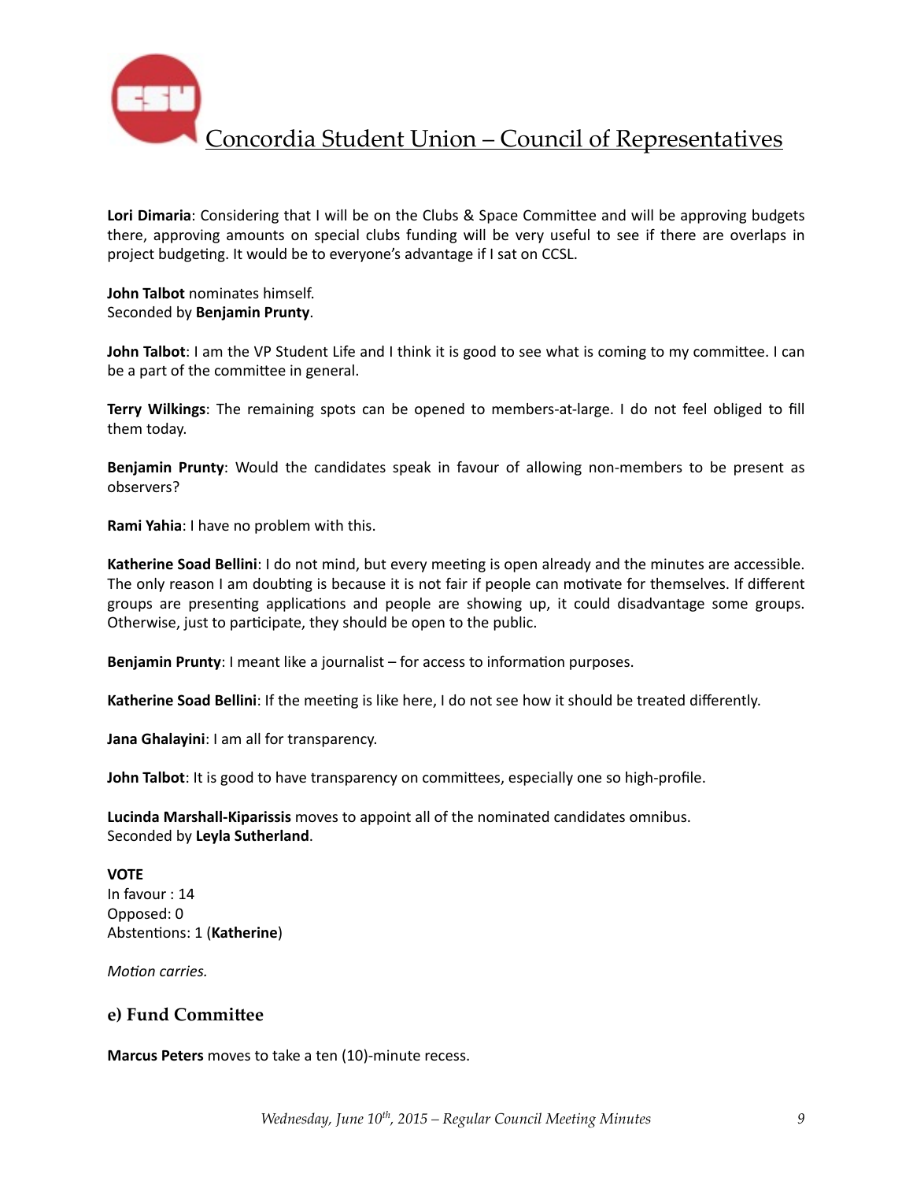**Lori Dimaria**: Considering that I will be on the Clubs & Space Committee and will be approving budgets there, approving amounts on special clubs funding will be very useful to see if there are overlaps in project budgeting. It would be to everyone's advantage if I sat on CCSL.

**John Talbot** nominates himself.
Seconded by **Benjamin Prunty**.

**John Talbot**: I am the VP Student Life and I think it is good to see what is coming to my committee. I can be a part of the committee in general.

**Terry Wilkings**: The remaining spots can be opened to members-at-large. I do not feel obliged to fill them today.

**Benjamin Prunty**: Would the candidates speak in favour of allowing non-members to be present as observers?

**Rami Yahia**: I have no problem with this.

**Katherine Soad Bellini**: I do not mind, but every meeting is open already and the minutes are accessible. The only reason I am doubting is because it is not fair if people can motivate for themselves. If different groups are presenting applications and people are showing up, it could disadvantage some groups. Otherwise, just to participate, they should be open to the public.

**Benjamin Prunty**: I meant like a journalist – for access to information purposes.

**Katherine Soad Bellini**: If the meeting is like here, I do not see how it should be treated differently.

**Jana Ghalayini**: I am all for transparency.

**John Talbot**: It is good to have transparency on committees, especially one so high-profile.

**Lucinda Marshall-Kiparissis** moves to appoint all of the nominated candidates omnibus.
Seconded by **Leyla Sutherland**.

**VOTE**
In favour : 14
Opposed: 0
Abstentions: 1 (**Katherine**)

*Motion carries.*

### e) Fund Committee

**Marcus Peters** moves to take a ten (10)-minute recess.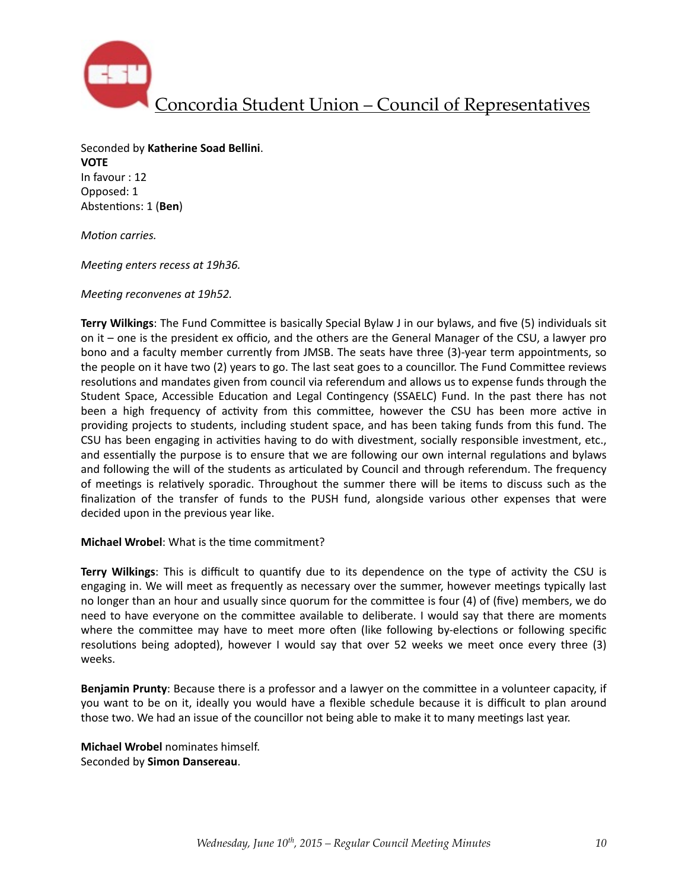Seconded by **Katherine Soad Bellini**.
**VOTE**
In favour : 12
Opposed: 1
Abstentions: 1 (**Ben**)

*Motion carries.*

*Meeting enters recess at 19h36.*

*Meeting reconvenes at 19h52.*

**Terry Wilkings**: The Fund Committee is basically Special Bylaw J in our bylaws, and five (5) individuals sit on it – one is the president ex officio, and the others are the General Manager of the CSU, a lawyer pro bono and a faculty member currently from JMSB. The seats have three (3)-year term appointments, so the people on it have two (2) years to go. The last seat goes to a councillor. The Fund Committee reviews resolutions and mandates given from council via referendum and allows us to expense funds through the Student Space, Accessible Education and Legal Contingency (SSAELC) Fund. In the past there has not been a high frequency of activity from this committee, however the CSU has been more active in providing projects to students, including student space, and has been taking funds from this fund. The CSU has been engaging in activities having to do with divestment, socially responsible investment, etc., and essentially the purpose is to ensure that we are following our own internal regulations and bylaws and following the will of the students as articulated by Council and through referendum. The frequency of meetings is relatively sporadic. Throughout the summer there will be items to discuss such as the finalization of the transfer of funds to the PUSH fund, alongside various other expenses that were decided upon in the previous year like.

**Michael Wrobel**: What is the time commitment?

**Terry Wilkings**: This is difficult to quantify due to its dependence on the type of activity the CSU is engaging in. We will meet as frequently as necessary over the summer, however meetings typically last no longer than an hour and usually since quorum for the committee is four (4) of (five) members, we do need to have everyone on the committee available to deliberate. I would say that there are moments where the committee may have to meet more often (like following by-elections or following specific resolutions being adopted), however I would say that over 52 weeks we meet once every three (3) weeks.

**Benjamin Prunty**: Because there is a professor and a lawyer on the committee in a volunteer capacity, if you want to be on it, ideally you would have a flexible schedule because it is difficult to plan around those two. We had an issue of the councillor not being able to make it to many meetings last year.

**Michael Wrobel** nominates himself.
Seconded by **Simon Dansereau**.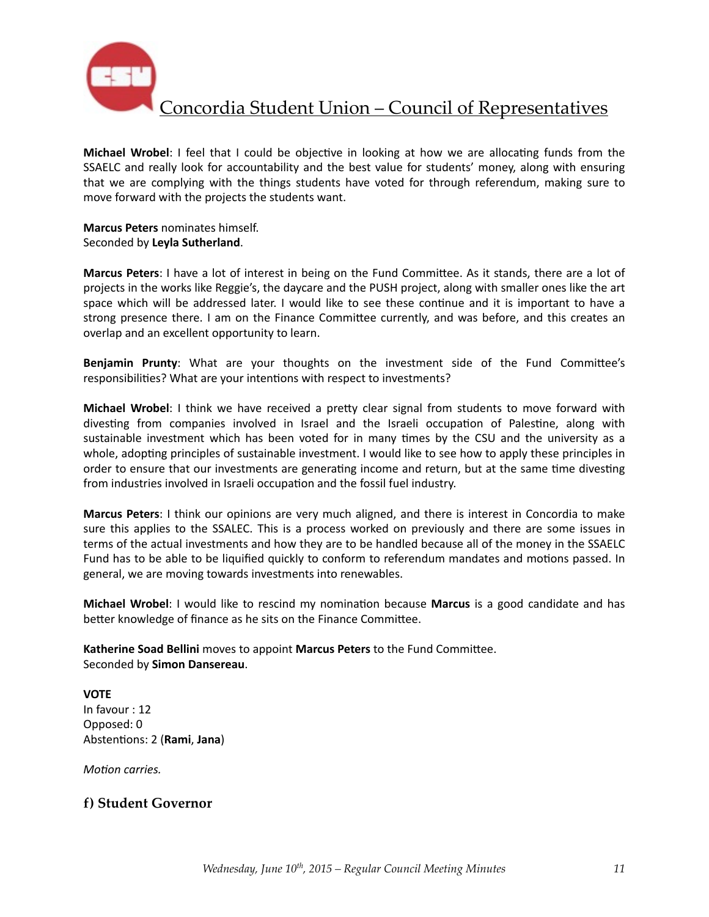**Michael Wrobel**: I feel that I could be objective in looking at how we are allocating funds from the SSAELC and really look for accountability and the best value for students' money, along with ensuring that we are complying with the things students have voted for through referendum, making sure to move forward with the projects the students want.

**Marcus Peters** nominates himself.
Seconded by **Leyla Sutherland**.

**Marcus Peters**: I have a lot of interest in being on the Fund Committee. As it stands, there are a lot of projects in the works like Reggie's, the daycare and the PUSH project, along with smaller ones like the art space which will be addressed later. I would like to see these continue and it is important to have a strong presence there. I am on the Finance Committee currently, and was before, and this creates an overlap and an excellent opportunity to learn.

**Benjamin Prunty**: What are your thoughts on the investment side of the Fund Committee's responsibilities? What are your intentions with respect to investments?

**Michael Wrobel**: I think we have received a pretty clear signal from students to move forward with divesting from companies involved in Israel and the Israeli occupation of Palestine, along with sustainable investment which has been voted for in many times by the CSU and the university as a whole, adopting principles of sustainable investment. I would like to see how to apply these principles in order to ensure that our investments are generating income and return, but at the same time divesting from industries involved in Israeli occupation and the fossil fuel industry.

**Marcus Peters**: I think our opinions are very much aligned, and there is interest in Concordia to make sure this applies to the SSALEC. This is a process worked on previously and there are some issues in terms of the actual investments and how they are to be handled because all of the money in the SSAELC Fund has to be able to be liquified quickly to conform to referendum mandates and motions passed. In general, we are moving towards investments into renewables.

**Michael Wrobel**: I would like to rescind my nomination because **Marcus** is a good candidate and has better knowledge of finance as he sits on the Finance Committee.

**Katherine Soad Bellini** moves to appoint **Marcus Peters** to the Fund Committee.
Seconded by **Simon Dansereau**.

**VOTE**
In favour : 12
Opposed: 0
Abstentions: 2 (**Rami**, **Jana**)

*Motion carries.*

## f) Student Governor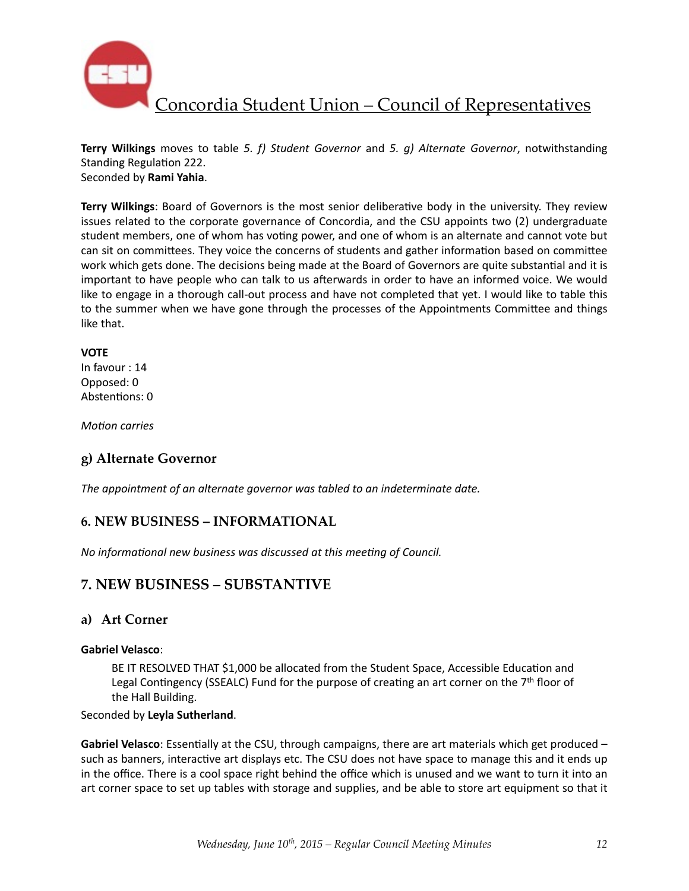**Terry Wilkings** moves to table *5. f) Student Governor* and *5. g) Alternate Governor*, notwithstanding Standing Regulation 222.
Seconded by **Rami Yahia**.

**Terry Wilkings**: Board of Governors is the most senior deliberative body in the university. They review issues related to the corporate governance of Concordia, and the CSU appoints two (2) undergraduate student members, one of whom has voting power, and one of whom is an alternate and cannot vote but can sit on committees. They voice the concerns of students and gather information based on committee work which gets done. The decisions being made at the Board of Governors are quite substantial and it is important to have people who can talk to us afterwards in order to have an informed voice. We would like to engage in a thorough call-out process and have not completed that yet. I would like to table this to the summer when we have gone through the processes of the Appointments Committee and things like that.

**VOTE**
In favour : 14
Opposed: 0
Abstentions: 0

*Motion carries*

### g) Alternate Governor

*The appointment of an alternate governor was tabled to an indeterminate date.*

## 6. NEW BUSINESS – INFORMATIONAL

*No informational new business was discussed at this meeting of Council.*

## 7. NEW BUSINESS – SUBSTANTIVE

### a) Art Corner

**Gabriel Velasco**:

> BE IT RESOLVED THAT $1,000 be allocated from the Student Space, Accessible Education and Legal Contingency (SSEALC) Fund for the purpose of creating an art corner on the 7th floor of the Hall Building.

Seconded by **Leyla Sutherland**.

**Gabriel Velasco**: Essentially at the CSU, through campaigns, there are art materials which get produced – such as banners, interactive art displays etc. The CSU does not have space to manage this and it ends up in the office. There is a cool space right behind the office which is unused and we want to turn it into an art corner space to set up tables with storage and supplies, and be able to store art equipment so that it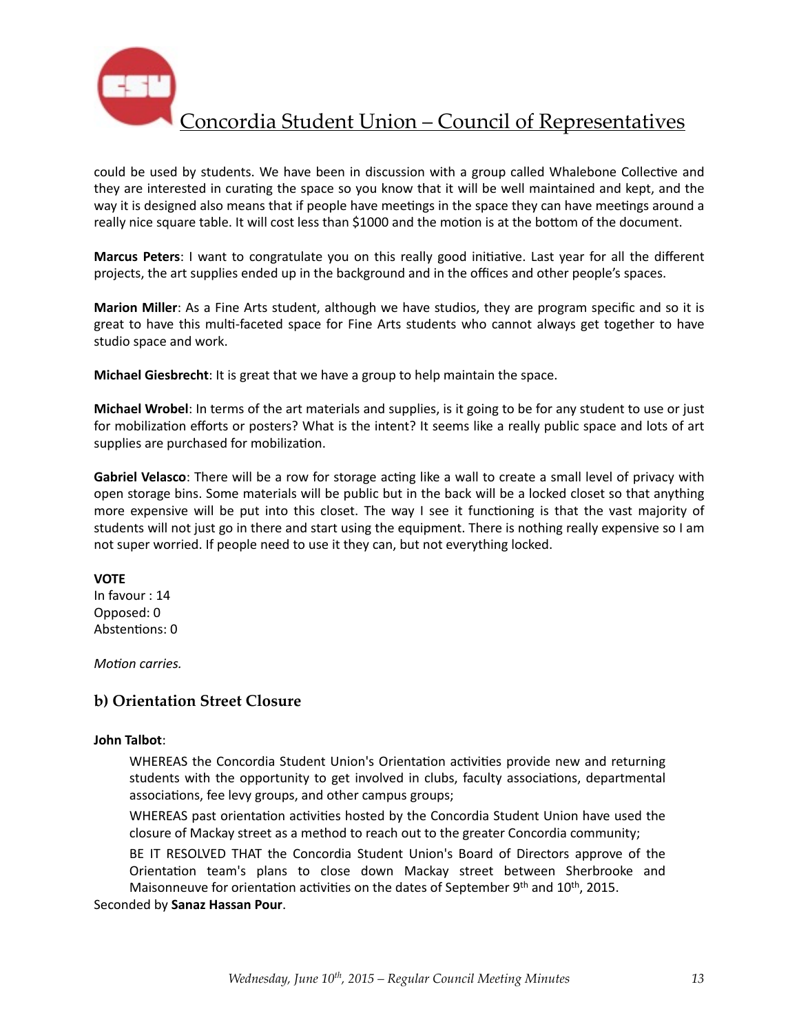could be used by students. We have been in discussion with a group called Whalebone Collective and they are interested in curating the space so you know that it will be well maintained and kept, and the way it is designed also means that if people have meetings in the space they can have meetings around a really nice square table. It will cost less than $1000 and the motion is at the bottom of the document.

**Marcus Peters**: I want to congratulate you on this really good initiative. Last year for all the different projects, the art supplies ended up in the background and in the offices and other people's spaces.

**Marion Miller**: As a Fine Arts student, although we have studios, they are program specific and so it is great to have this multi-faceted space for Fine Arts students who cannot always get together to have studio space and work.

**Michael Giesbrecht**: It is great that we have a group to help maintain the space.

**Michael Wrobel**: In terms of the art materials and supplies, is it going to be for any student to use or just for mobilization efforts or posters? What is the intent? It seems like a really public space and lots of art supplies are purchased for mobilization.

**Gabriel Velasco**: There will be a row for storage acting like a wall to create a small level of privacy with open storage bins. Some materials will be public but in the back will be a locked closet so that anything more expensive will be put into this closet. The way I see it functioning is that the vast majority of students will not just go in there and start using the equipment. There is nothing really expensive so I am not super worried. If people need to use it they can, but not everything locked.

**VOTE**
In favour : 14
Opposed: 0
Abstentions: 0

*Motion carries.*

### b) Orientation Street Closure

**John Talbot**:

> WHEREAS the Concordia Student Union's Orientation activities provide new and returning students with the opportunity to get involved in clubs, faculty associations, departmental associations, fee levy groups, and other campus groups;
>
> WHEREAS past orientation activities hosted by the Concordia Student Union have used the closure of Mackay street as a method to reach out to the greater Concordia community;
>
> BE IT RESOLVED THAT the Concordia Student Union's Board of Directors approve of the Orientation team's plans to close down Mackay street between Sherbrooke and Maisonneuve for orientation activities on the dates of September 9th and 10th, 2015.

Seconded by **Sanaz Hassan Pour**.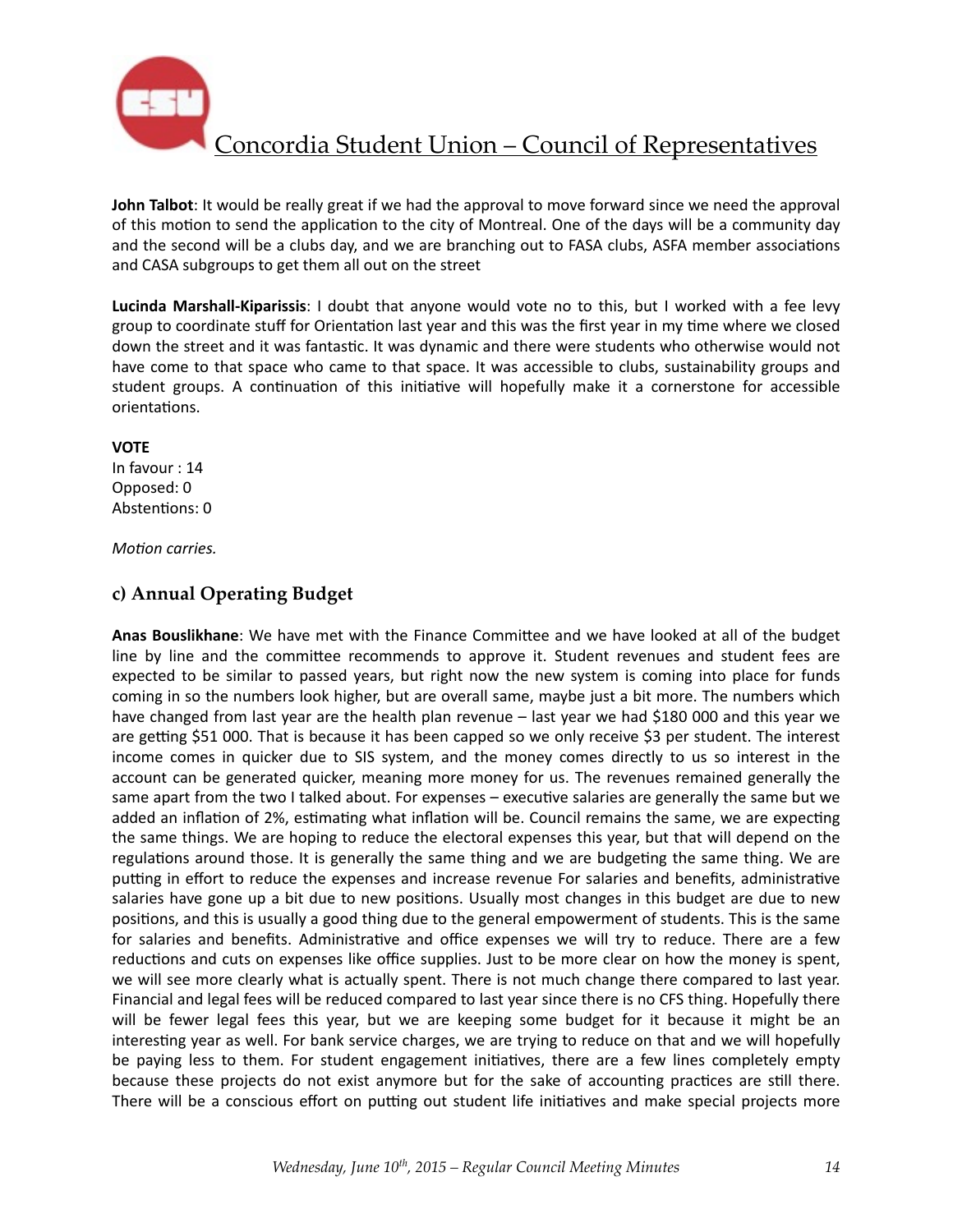**John Talbot**: It would be really great if we had the approval to move forward since we need the approval of this motion to send the application to the city of Montreal. One of the days will be a community day and the second will be a clubs day, and we are branching out to FASA clubs, ASFA member associations and CASA subgroups to get them all out on the street

**Lucinda Marshall-Kiparissis**: I doubt that anyone would vote no to this, but I worked with a fee levy group to coordinate stuff for Orientation last year and this was the first year in my time where we closed down the street and it was fantastic. It was dynamic and there were students who otherwise would not have come to that space who came to that space. It was accessible to clubs, sustainability groups and student groups. A continuation of this initiative will hopefully make it a cornerstone for accessible orientations.

**VOTE**
In favour : 14
Opposed: 0
Abstentions: 0

*Motion carries.*

## c) Annual Operating Budget

**Anas Bouslikhane**: We have met with the Finance Committee and we have looked at all of the budget line by line and the committee recommends to approve it. Student revenues and student fees are expected to be similar to passed years, but right now the new system is coming into place for funds coming in so the numbers look higher, but are overall same, maybe just a bit more. The numbers which have changed from last year are the health plan revenue – last year we had $180 000 and this year we are getting $51 000. That is because it has been capped so we only receive $3 per student. The interest income comes in quicker due to SIS system, and the money comes directly to us so interest in the account can be generated quicker, meaning more money for us. The revenues remained generally the same apart from the two I talked about. For expenses – executive salaries are generally the same but we added an inflation of 2%, estimating what inflation will be. Council remains the same, we are expecting the same things. We are hoping to reduce the electoral expenses this year, but that will depend on the regulations around those. It is generally the same thing and we are budgeting the same thing. We are putting in effort to reduce the expenses and increase revenue For salaries and benefits, administrative salaries have gone up a bit due to new positions. Usually most changes in this budget are due to new positions, and this is usually a good thing due to the general empowerment of students. This is the same for salaries and benefits. Administrative and office expenses we will try to reduce. There are a few reductions and cuts on expenses like office supplies. Just to be more clear on how the money is spent, we will see more clearly what is actually spent. There is not much change there compared to last year. Financial and legal fees will be reduced compared to last year since there is no CFS thing. Hopefully there will be fewer legal fees this year, but we are keeping some budget for it because it might be an interesting year as well. For bank service charges, we are trying to reduce on that and we will hopefully be paying less to them. For student engagement initiatives, there are a few lines completely empty because these projects do not exist anymore but for the sake of accounting practices are still there. There will be a conscious effort on putting out student life initiatives and make special projects more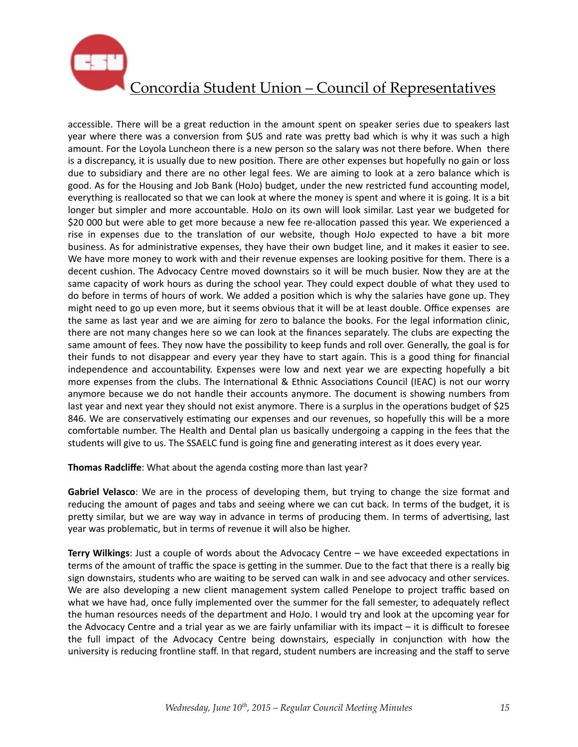accessible. There will be a great reduction in the amount spent on speaker series due to speakers last year where there was a conversion from $US and rate was pretty bad which is why it was such a high amount. For the Loyola Luncheon there is a new person so the salary was not there before. When there is a discrepancy, it is usually due to new position. There are other expenses but hopefully no gain or loss due to subsidiary and there are no other legal fees. We are aiming to look at a zero balance which is good. As for the Housing and Job Bank (HoJo) budget, under the new restricted fund accounting model, everything is reallocated so that we can look at where the money is spent and where it is going. It is a bit longer but simpler and more accountable. HoJo on its own will look similar. Last year we budgeted for $20 000 but were able to get more because a new fee re-allocation passed this year. We experienced a rise in expenses due to the translation of our website, though HoJo expected to have a bit more business. As for administrative expenses, they have their own budget line, and it makes it easier to see. We have more money to work with and their revenue expenses are looking positive for them. There is a decent cushion. The Advocacy Centre moved downstairs so it will be much busier. Now they are at the same capacity of work hours as during the school year. They could expect double of what they used to do before in terms of hours of work. We added a position which is why the salaries have gone up. They might need to go up even more, but it seems obvious that it will be at least double. Office expenses are the same as last year and we are aiming for zero to balance the books. For the legal information clinic, there are not many changes here so we can look at the finances separately. The clubs are expecting the same amount of fees. They now have the possibility to keep funds and roll over. Generally, the goal is for their funds to not disappear and every year they have to start again. This is a good thing for financial independence and accountability. Expenses were low and next year we are expecting hopefully a bit more expenses from the clubs. The International & Ethnic Associations Council (IEAC) is not our worry anymore because we do not handle their accounts anymore. The document is showing numbers from last year and next year they should not exist anymore. There is a surplus in the operations budget of $25 846. We are conservatively estimating our expenses and our revenues, so hopefully this will be a more comfortable number. The Health and Dental plan us basically undergoing a capping in the fees that the students will give to us. The SSAELC fund is going fine and generating interest as it does every year.

**Thomas Radcliffe**: What about the agenda costing more than last year?

**Gabriel Velasco**: We are in the process of developing them, but trying to change the size format and reducing the amount of pages and tabs and seeing where we can cut back. In terms of the budget, it is pretty similar, but we are way way in advance in terms of producing them. In terms of advertising, last year was problematic, but in terms of revenue it will also be higher.

**Terry Wilkings**: Just a couple of words about the Advocacy Centre – we have exceeded expectations in terms of the amount of traffic the space is getting in the summer. Due to the fact that there is a really big sign downstairs, students who are waiting to be served can walk in and see advocacy and other services. We are also developing a new client management system called Penelope to project traffic based on what we have had, once fully implemented over the summer for the fall semester, to adequately reflect the human resources needs of the department and HoJo. I would try and look at the upcoming year for the Advocacy Centre and a trial year as we are fairly unfamiliar with its impact – it is difficult to foresee the full impact of the Advocacy Centre being downstairs, especially in conjunction with how the university is reducing frontline staff. In that regard, student numbers are increasing and the staff to serve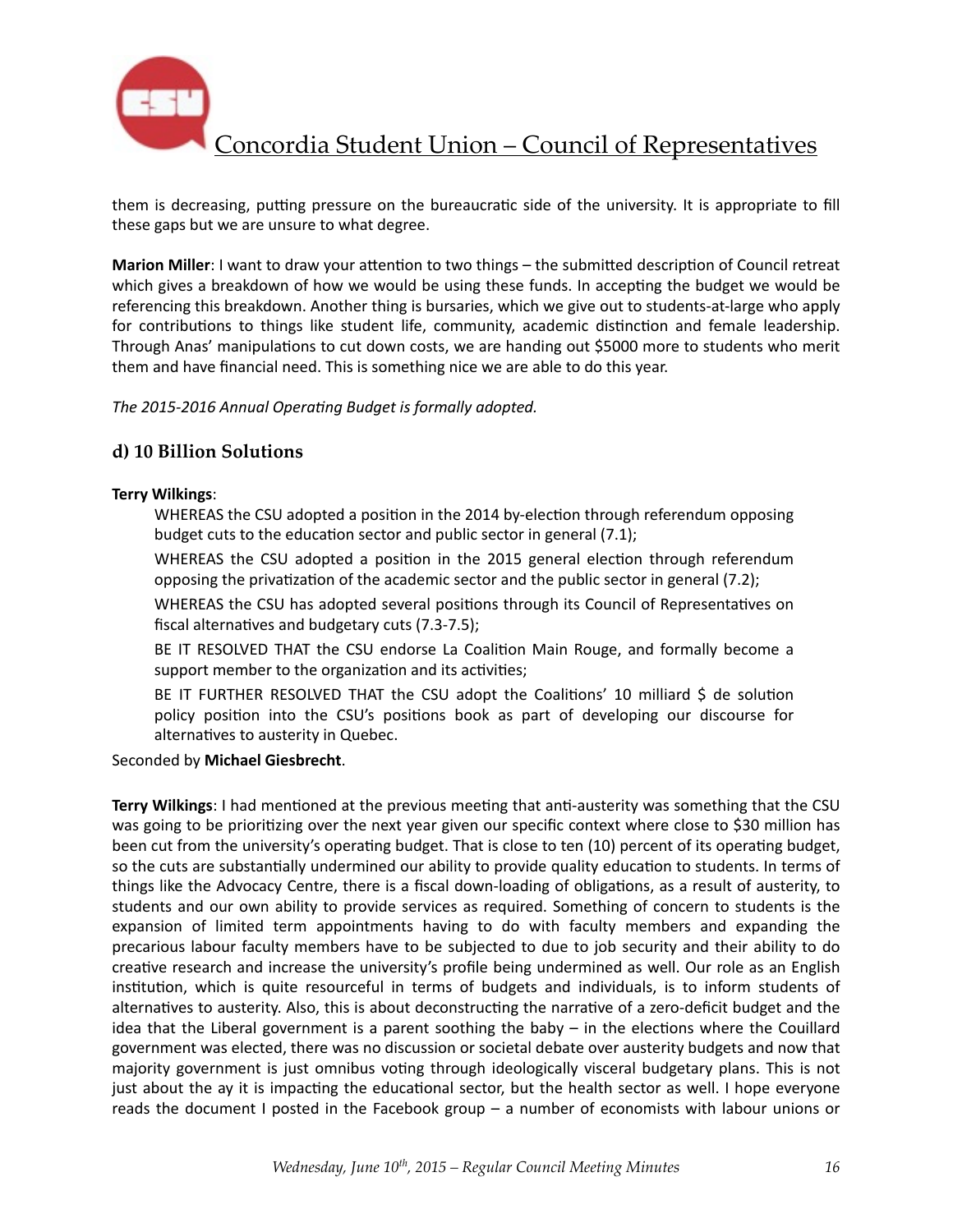them is decreasing, putting pressure on the bureaucratic side of the university. It is appropriate to fill these gaps but we are unsure to what degree.

**Marion Miller**: I want to draw your attention to two things – the submitted description of Council retreat which gives a breakdown of how we would be using these funds. In accepting the budget we would be referencing this breakdown. Another thing is bursaries, which we give out to students-at-large who apply for contributions to things like student life, community, academic distinction and female leadership. Through Anas' manipulations to cut down costs, we are handing out $5000 more to students who merit them and have financial need. This is something nice we are able to do this year.

*The 2015-2016 Annual Operating Budget is formally adopted.*

### d) 10 Billion Solutions

**Terry Wilkings**:

> WHEREAS the CSU adopted a position in the 2014 by-election through referendum opposing budget cuts to the education sector and public sector in general (7.1);
>
> WHEREAS the CSU adopted a position in the 2015 general election through referendum opposing the privatization of the academic sector and the public sector in general (7.2);
>
> WHEREAS the CSU has adopted several positions through its Council of Representatives on fiscal alternatives and budgetary cuts (7.3-7.5);
>
> BE IT RESOLVED THAT the CSU endorse La Coalition Main Rouge, and formally become a support member to the organization and its activities;
>
> BE IT FURTHER RESOLVED THAT the CSU adopt the Coalitions' 10 milliard $ de solution policy position into the CSU's positions book as part of developing our discourse for alternatives to austerity in Quebec.

Seconded by **Michael Giesbrecht**.

**Terry Wilkings**: I had mentioned at the previous meeting that anti-austerity was something that the CSU was going to be prioritizing over the next year given our specific context where close to $30 million has been cut from the university's operating budget. That is close to ten (10) percent of its operating budget, so the cuts are substantially undermined our ability to provide quality education to students. In terms of things like the Advocacy Centre, there is a fiscal down-loading of obligations, as a result of austerity, to students and our own ability to provide services as required. Something of concern to students is the expansion of limited term appointments having to do with faculty members and expanding the precarious labour faculty members have to be subjected to due to job security and their ability to do creative research and increase the university's profile being undermined as well. Our role as an English institution, which is quite resourceful in terms of budgets and individuals, is to inform students of alternatives to austerity. Also, this is about deconstructing the narrative of a zero-deficit budget and the idea that the Liberal government is a parent soothing the baby – in the elections where the Couillard government was elected, there was no discussion or societal debate over austerity budgets and now that majority government is just omnibus voting through ideologically visceral budgetary plans. This is not just about the ay it is impacting the educational sector, but the health sector as well. I hope everyone reads the document I posted in the Facebook group – a number of economists with labour unions or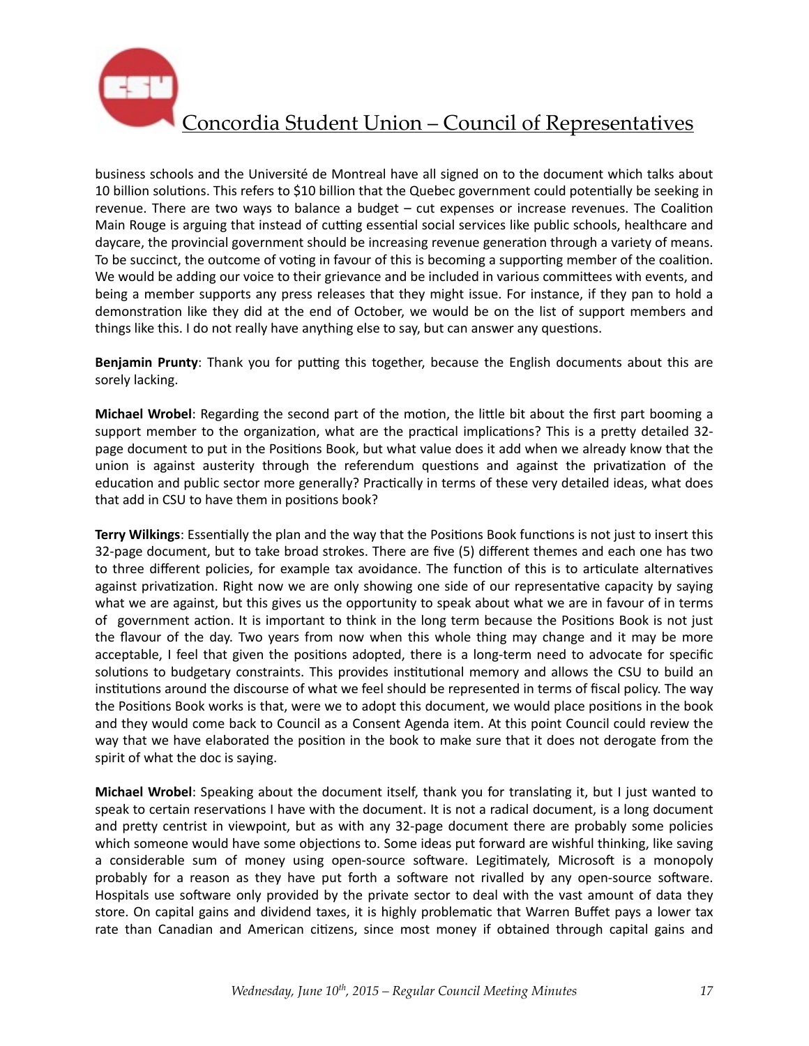business schools and the Université de Montreal have all signed on to the document which talks about 10 billion solutions. This refers to $10 billion that the Quebec government could potentially be seeking in revenue. There are two ways to balance a budget – cut expenses or increase revenues. The Coalition Main Rouge is arguing that instead of cutting essential social services like public schools, healthcare and daycare, the provincial government should be increasing revenue generation through a variety of means. To be succinct, the outcome of voting in favour of this is becoming a supporting member of the coalition. We would be adding our voice to their grievance and be included in various committees with events, and being a member supports any press releases that they might issue. For instance, if they pan to hold a demonstration like they did at the end of October, we would be on the list of support members and things like this. I do not really have anything else to say, but can answer any questions.

**Benjamin Prunty**: Thank you for putting this together, because the English documents about this are sorely lacking.

**Michael Wrobel**: Regarding the second part of the motion, the little bit about the first part booming a support member to the organization, what are the practical implications? This is a pretty detailed 32-page document to put in the Positions Book, but what value does it add when we already know that the union is against austerity through the referendum questions and against the privatization of the education and public sector more generally? Practically in terms of these very detailed ideas, what does that add in CSU to have them in positions book?

**Terry Wilkings**: Essentially the plan and the way that the Positions Book functions is not just to insert this 32-page document, but to take broad strokes. There are five (5) different themes and each one has two to three different policies, for example tax avoidance. The function of this is to articulate alternatives against privatization. Right now we are only showing one side of our representative capacity by saying what we are against, but this gives us the opportunity to speak about what we are in favour of in terms of government action. It is important to think in the long term because the Positions Book is not just the flavour of the day. Two years from now when this whole thing may change and it may be more acceptable, I feel that given the positions adopted, there is a long-term need to advocate for specific solutions to budgetary constraints. This provides institutional memory and allows the CSU to build an institutions around the discourse of what we feel should be represented in terms of fiscal policy. The way the Positions Book works is that, were we to adopt this document, we would place positions in the book and they would come back to Council as a Consent Agenda item. At this point Council could review the way that we have elaborated the position in the book to make sure that it does not derogate from the spirit of what the doc is saying.

**Michael Wrobel**: Speaking about the document itself, thank you for translating it, but I just wanted to speak to certain reservations I have with the document. It is not a radical document, is a long document and pretty centrist in viewpoint, but as with any 32-page document there are probably some policies which someone would have some objections to. Some ideas put forward are wishful thinking, like saving a considerable sum of money using open-source software. Legitimately, Microsoft is a monopoly probably for a reason as they have put forth a software not rivalled by any open-source software. Hospitals use software only provided by the private sector to deal with the vast amount of data they store. On capital gains and dividend taxes, it is highly problematic that Warren Buffet pays a lower tax rate than Canadian and American citizens, since most money if obtained through capital gains and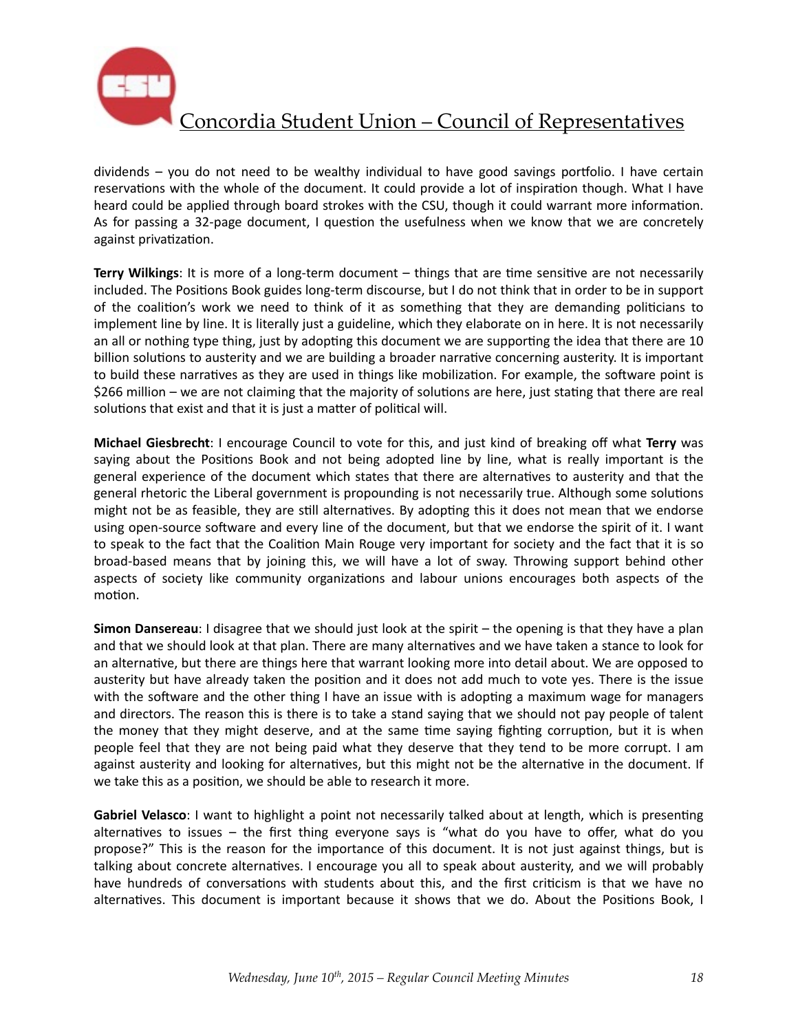dividends – you do not need to be wealthy individual to have good savings portfolio. I have certain reservations with the whole of the document. It could provide a lot of inspiration though. What I have heard could be applied through board strokes with the CSU, though it could warrant more information. As for passing a 32-page document, I question the usefulness when we know that we are concretely against privatization.

**Terry Wilkings**: It is more of a long-term document – things that are time sensitive are not necessarily included. The Positions Book guides long-term discourse, but I do not think that in order to be in support of the coalition's work we need to think of it as something that they are demanding politicians to implement line by line. It is literally just a guideline, which they elaborate on in here. It is not necessarily an all or nothing type thing, just by adopting this document we are supporting the idea that there are 10 billion solutions to austerity and we are building a broader narrative concerning austerity. It is important to build these narratives as they are used in things like mobilization. For example, the software point is $266 million – we are not claiming that the majority of solutions are here, just stating that there are real solutions that exist and that it is just a matter of political will.

**Michael Giesbrecht**: I encourage Council to vote for this, and just kind of breaking off what **Terry** was saying about the Positions Book and not being adopted line by line, what is really important is the general experience of the document which states that there are alternatives to austerity and that the general rhetoric the Liberal government is propounding is not necessarily true. Although some solutions might not be as feasible, they are still alternatives. By adopting this it does not mean that we endorse using open-source software and every line of the document, but that we endorse the spirit of it. I want to speak to the fact that the Coalition Main Rouge very important for society and the fact that it is so broad-based means that by joining this, we will have a lot of sway. Throwing support behind other aspects of society like community organizations and labour unions encourages both aspects of the motion.

**Simon Dansereau**: I disagree that we should just look at the spirit – the opening is that they have a plan and that we should look at that plan. There are many alternatives and we have taken a stance to look for an alternative, but there are things here that warrant looking more into detail about. We are opposed to austerity but have already taken the position and it does not add much to vote yes. There is the issue with the software and the other thing I have an issue with is adopting a maximum wage for managers and directors. The reason this is there is to take a stand saying that we should not pay people of talent the money that they might deserve, and at the same time saying fighting corruption, but it is when people feel that they are not being paid what they deserve that they tend to be more corrupt. I am against austerity and looking for alternatives, but this might not be the alternative in the document. If we take this as a position, we should be able to research it more.

**Gabriel Velasco**: I want to highlight a point not necessarily talked about at length, which is presenting alternatives to issues – the first thing everyone says is "what do you have to offer, what do you propose?" This is the reason for the importance of this document. It is not just against things, but is talking about concrete alternatives. I encourage you all to speak about austerity, and we will probably have hundreds of conversations with students about this, and the first criticism is that we have no alternatives. This document is important because it shows that we do. About the Positions Book, I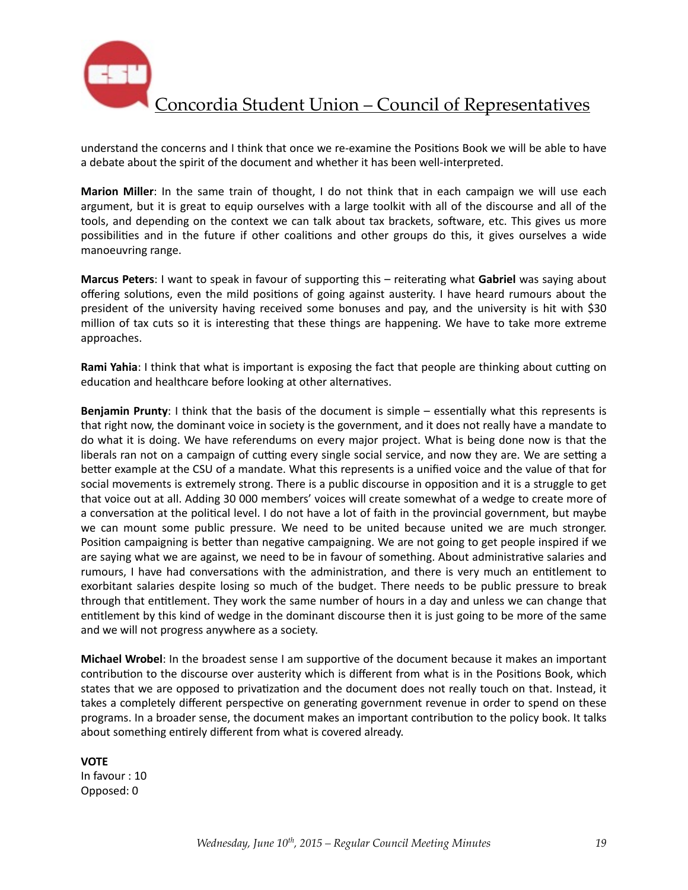understand the concerns and I think that once we re-examine the Positions Book we will be able to have a debate about the spirit of the document and whether it has been well-interpreted.

**Marion Miller**: In the same train of thought, I do not think that in each campaign we will use each argument, but it is great to equip ourselves with a large toolkit with all of the discourse and all of the tools, and depending on the context we can talk about tax brackets, software, etc. This gives us more possibilities and in the future if other coalitions and other groups do this, it gives ourselves a wide manoeuvring range.

**Marcus Peters**: I want to speak in favour of supporting this – reiterating what **Gabriel** was saying about offering solutions, even the mild positions of going against austerity. I have heard rumours about the president of the university having received some bonuses and pay, and the university is hit with $30 million of tax cuts so it is interesting that these things are happening. We have to take more extreme approaches.

**Rami Yahia**: I think that what is important is exposing the fact that people are thinking about cutting on education and healthcare before looking at other alternatives.

**Benjamin Prunty**: I think that the basis of the document is simple – essentially what this represents is that right now, the dominant voice in society is the government, and it does not really have a mandate to do what it is doing. We have referendums on every major project. What is being done now is that the liberals ran not on a campaign of cutting every single social service, and now they are. We are setting a better example at the CSU of a mandate. What this represents is a unified voice and the value of that for social movements is extremely strong. There is a public discourse in opposition and it is a struggle to get that voice out at all. Adding 30 000 members' voices will create somewhat of a wedge to create more of a conversation at the political level. I do not have a lot of faith in the provincial government, but maybe we can mount some public pressure. We need to be united because united we are much stronger. Position campaigning is better than negative campaigning. We are not going to get people inspired if we are saying what we are against, we need to be in favour of something. About administrative salaries and rumours, I have had conversations with the administration, and there is very much an entitlement to exorbitant salaries despite losing so much of the budget. There needs to be public pressure to break through that entitlement. They work the same number of hours in a day and unless we can change that entitlement by this kind of wedge in the dominant discourse then it is just going to be more of the same and we will not progress anywhere as a society.

**Michael Wrobel**: In the broadest sense I am supportive of the document because it makes an important contribution to the discourse over austerity which is different from what is in the Positions Book, which states that we are opposed to privatization and the document does not really touch on that. Instead, it takes a completely different perspective on generating government revenue in order to spend on these programs. In a broader sense, the document makes an important contribution to the policy book. It talks about something entirely different from what is covered already.

**VOTE**
In favour : 10
Opposed: 0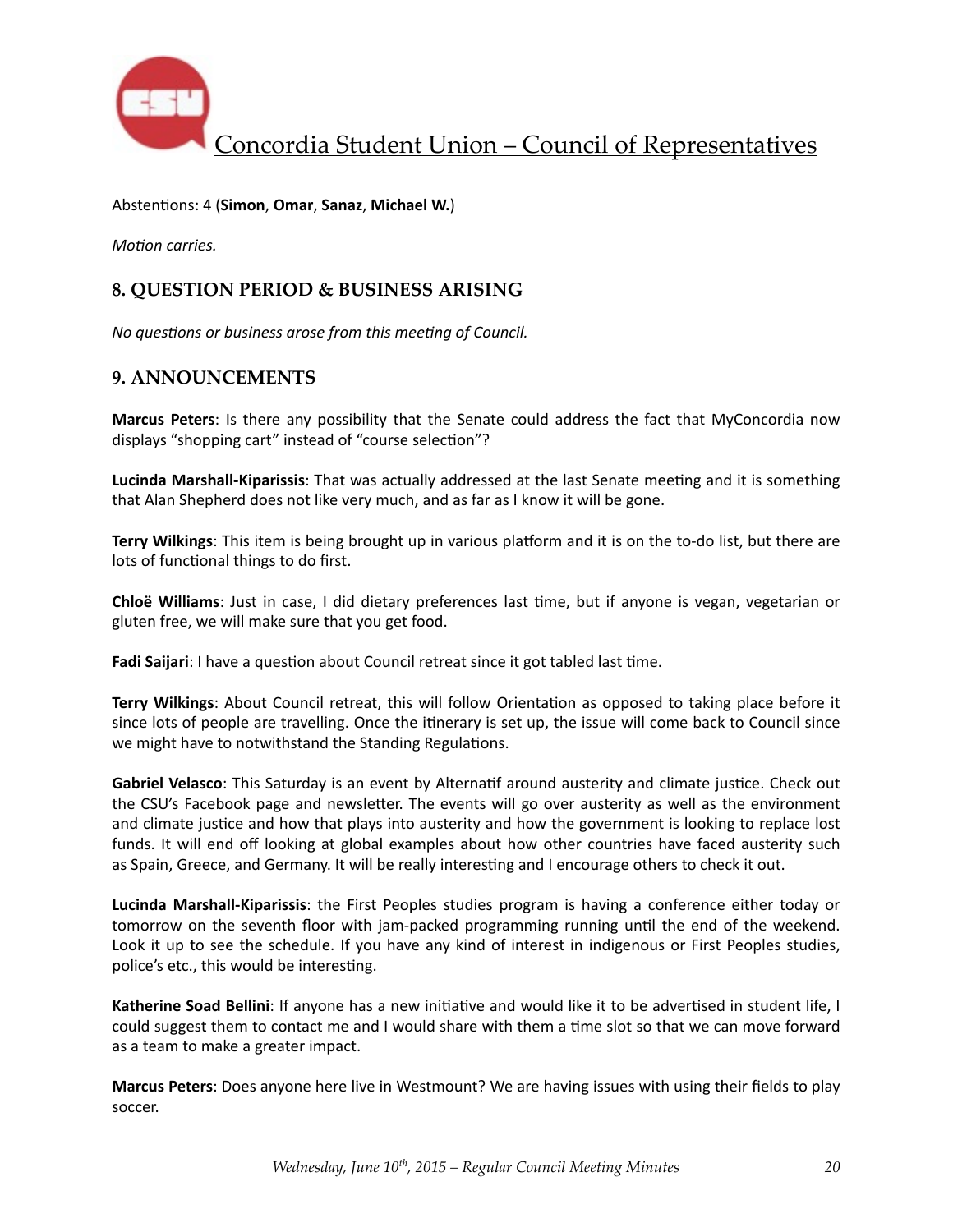Abstentions: 4 (**Simon**, **Omar**, **Sanaz**, **Michael W.**)

*Motion carries.*

## 8. QUESTION PERIOD & BUSINESS ARISING

*No questions or business arose from this meeting of Council.*

## 9. ANNOUNCEMENTS

**Marcus Peters**: Is there any possibility that the Senate could address the fact that MyConcordia now displays "shopping cart" instead of "course selection"?

**Lucinda Marshall-Kiparissis**: That was actually addressed at the last Senate meeting and it is something that Alan Shepherd does not like very much, and as far as I know it will be gone.

**Terry Wilkings**: This item is being brought up in various platform and it is on the to-do list, but there are lots of functional things to do first.

**Chloë Williams**: Just in case, I did dietary preferences last time, but if anyone is vegan, vegetarian or gluten free, we will make sure that you get food.

**Fadi Saijari**: I have a question about Council retreat since it got tabled last time.

**Terry Wilkings**: About Council retreat, this will follow Orientation as opposed to taking place before it since lots of people are travelling. Once the itinerary is set up, the issue will come back to Council since we might have to notwithstand the Standing Regulations.

**Gabriel Velasco**: This Saturday is an event by Alternatif around austerity and climate justice. Check out the CSU's Facebook page and newsletter. The events will go over austerity as well as the environment and climate justice and how that plays into austerity and how the government is looking to replace lost funds. It will end off looking at global examples about how other countries have faced austerity such as Spain, Greece, and Germany. It will be really interesting and I encourage others to check it out.

**Lucinda Marshall-Kiparissis**: the First Peoples studies program is having a conference either today or tomorrow on the seventh floor with jam-packed programming running until the end of the weekend. Look it up to see the schedule. If you have any kind of interest in indigenous or First Peoples studies, police's etc., this would be interesting.

**Katherine Soad Bellini**: If anyone has a new initiative and would like it to be advertised in student life, I could suggest them to contact me and I would share with them a time slot so that we can move forward as a team to make a greater impact.

**Marcus Peters**: Does anyone here live in Westmount? We are having issues with using their fields to play soccer.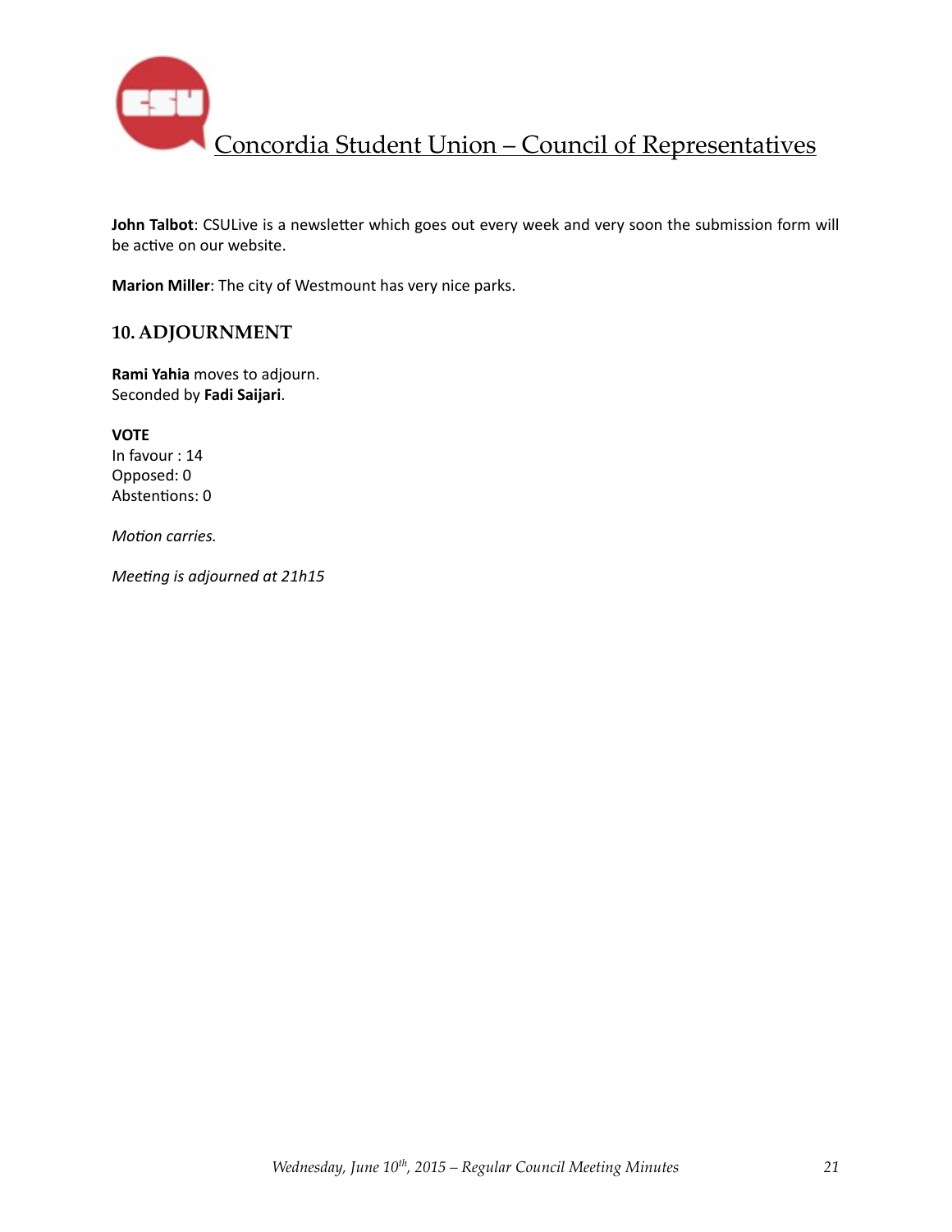**John Talbot**: CSULive is a newsletter which goes out every week and very soon the submission form will be active on our website.

**Marion Miller**: The city of Westmount has very nice parks.

## 10. ADJOURNMENT

**Rami Yahia** moves to adjourn.
Seconded by **Fadi Saijari**.

**VOTE**
In favour : 14
Opposed: 0
Abstentions: 0

*Motion carries.*

*Meeting is adjourned at 21h15*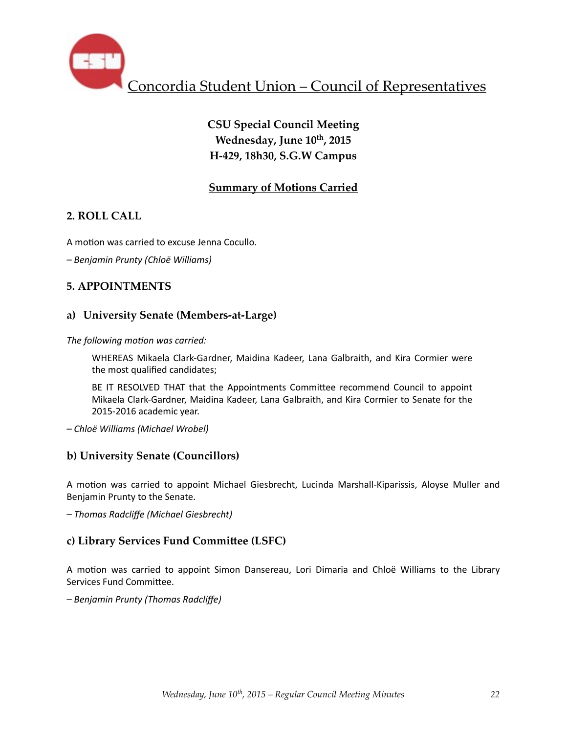Concordia Student Union – Council of Representatives

**CSU Special Council Meeting**
**Wednesday, June 10th, 2015**
**H-429, 18h30, S.G.W Campus**

**Summary of Motions Carried**

## 2. ROLL CALL

A motion was carried to excuse Jenna Cocullo.

*– Benjamin Prunty (Chloë Williams)*

## 5. APPOINTMENTS

### a) University Senate (Members-at-Large)

*The following motion was carried:*

> WHEREAS Mikaela Clark-Gardner, Maidina Kadeer, Lana Galbraith, and Kira Cormier were the most qualified candidates;
>
> BE IT RESOLVED THAT that the Appointments Committee recommend Council to appoint Mikaela Clark-Gardner, Maidina Kadeer, Lana Galbraith, and Kira Cormier to Senate for the 2015-2016 academic year.

*– Chloë Williams (Michael Wrobel)*

### b) University Senate (Councillors)

A motion was carried to appoint Michael Giesbrecht, Lucinda Marshall-Kiparissis, Aloyse Muller and Benjamin Prunty to the Senate.

*– Thomas Radcliffe (Michael Giesbrecht)*

### c) Library Services Fund Committee (LSFC)

A motion was carried to appoint Simon Dansereau, Lori Dimaria and Chloë Williams to the Library Services Fund Committee.

*– Benjamin Prunty (Thomas Radcliffe)*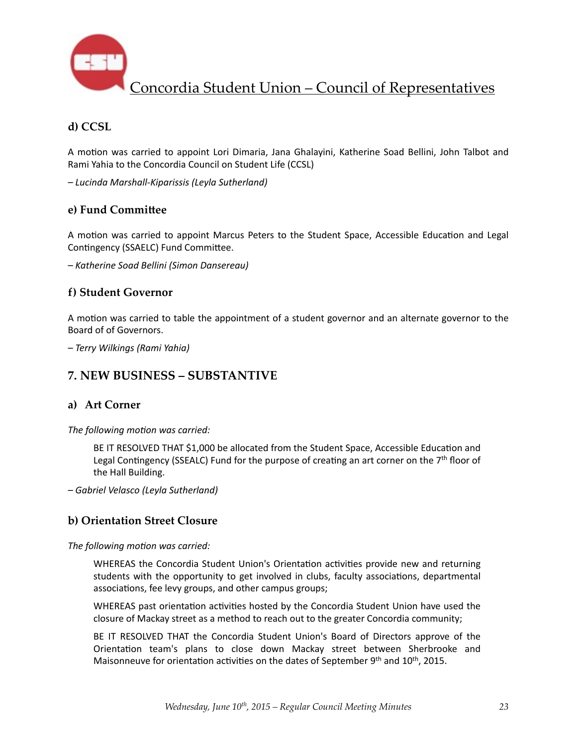### d) CCSL

A motion was carried to appoint Lori Dimaria, Jana Ghalayini, Katherine Soad Bellini, John Talbot and Rami Yahia to the Concordia Council on Student Life (CCSL)

*– Lucinda Marshall-Kiparissis (Leyla Sutherland)*

### e) Fund Committee

A motion was carried to appoint Marcus Peters to the Student Space, Accessible Education and Legal Contingency (SSAELC) Fund Committee.

*– Katherine Soad Bellini (Simon Dansereau)*

### f) Student Governor

A motion was carried to table the appointment of a student governor and an alternate governor to the Board of of Governors.

*– Terry Wilkings (Rami Yahia)*

## 7. NEW BUSINESS – SUBSTANTIVE

### a) Art Corner

*The following motion was carried:*

> BE IT RESOLVED THAT $1,000 be allocated from the Student Space, Accessible Education and Legal Contingency (SSEALC) Fund for the purpose of creating an art corner on the 7th floor of the Hall Building.

*– Gabriel Velasco (Leyla Sutherland)*

### b) Orientation Street Closure

*The following motion was carried:*

> WHEREAS the Concordia Student Union's Orientation activities provide new and returning students with the opportunity to get involved in clubs, faculty associations, departmental associations, fee levy groups, and other campus groups;
>
> WHEREAS past orientation activities hosted by the Concordia Student Union have used the closure of Mackay street as a method to reach out to the greater Concordia community;
>
> BE IT RESOLVED THAT the Concordia Student Union's Board of Directors approve of the Orientation team's plans to close down Mackay street between Sherbrooke and Maisonneuve for orientation activities on the dates of September 9th and 10th, 2015.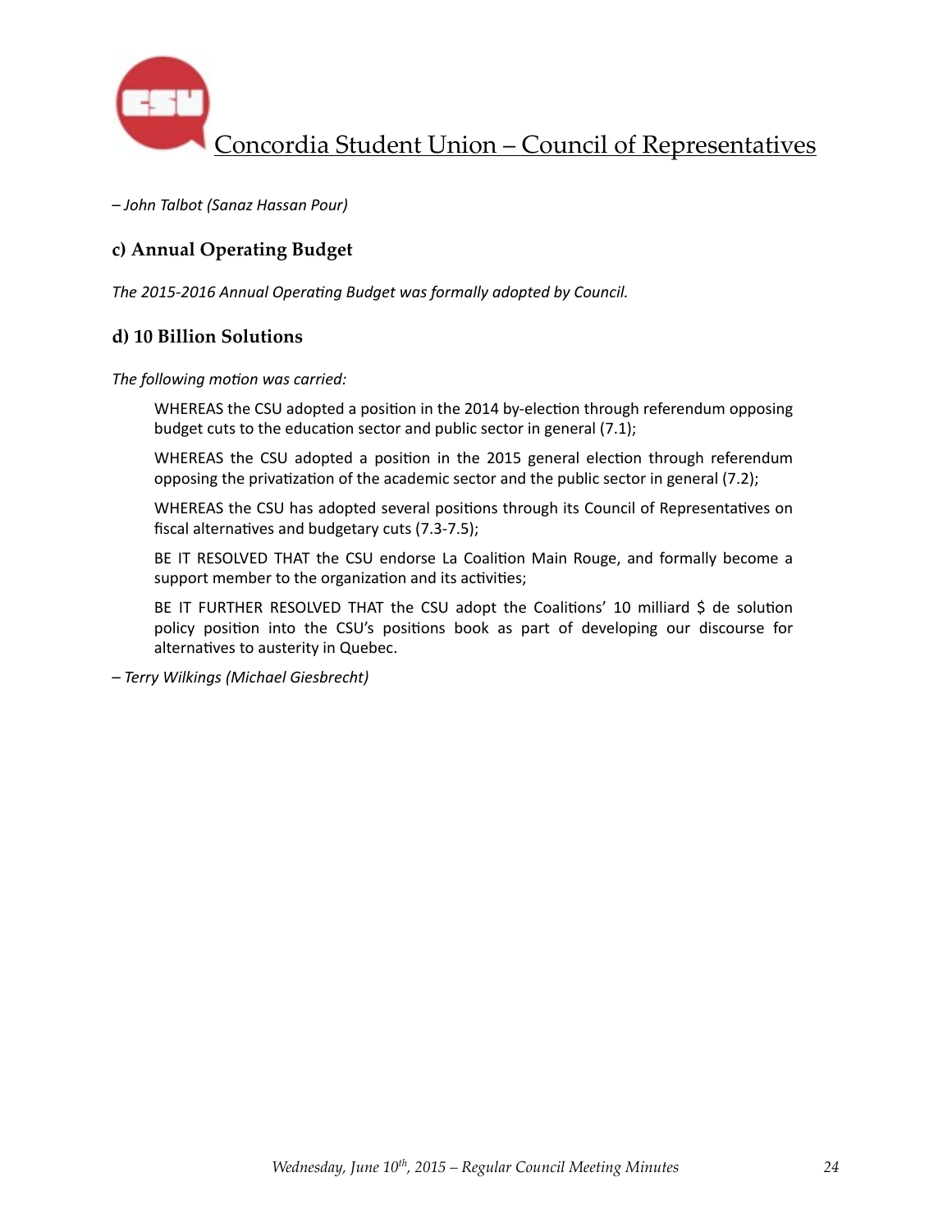*– John Talbot (Sanaz Hassan Pour)*

### c) Annual Operating Budget

*The 2015-2016 Annual Operating Budget was formally adopted by Council.*

### d) 10 Billion Solutions

*The following motion was carried:*

> WHEREAS the CSU adopted a position in the 2014 by-election through referendum opposing budget cuts to the education sector and public sector in general (7.1);
>
> WHEREAS the CSU adopted a position in the 2015 general election through referendum opposing the privatization of the academic sector and the public sector in general (7.2);
>
> WHEREAS the CSU has adopted several positions through its Council of Representatives on fiscal alternatives and budgetary cuts (7.3-7.5);
>
> BE IT RESOLVED THAT the CSU endorse La Coalition Main Rouge, and formally become a support member to the organization and its activities;
>
> BE IT FURTHER RESOLVED THAT the CSU adopt the Coalitions' 10 milliard $ de solution policy position into the CSU's positions book as part of developing our discourse for alternatives to austerity in Quebec.

*– Terry Wilkings (Michael Giesbrecht)*